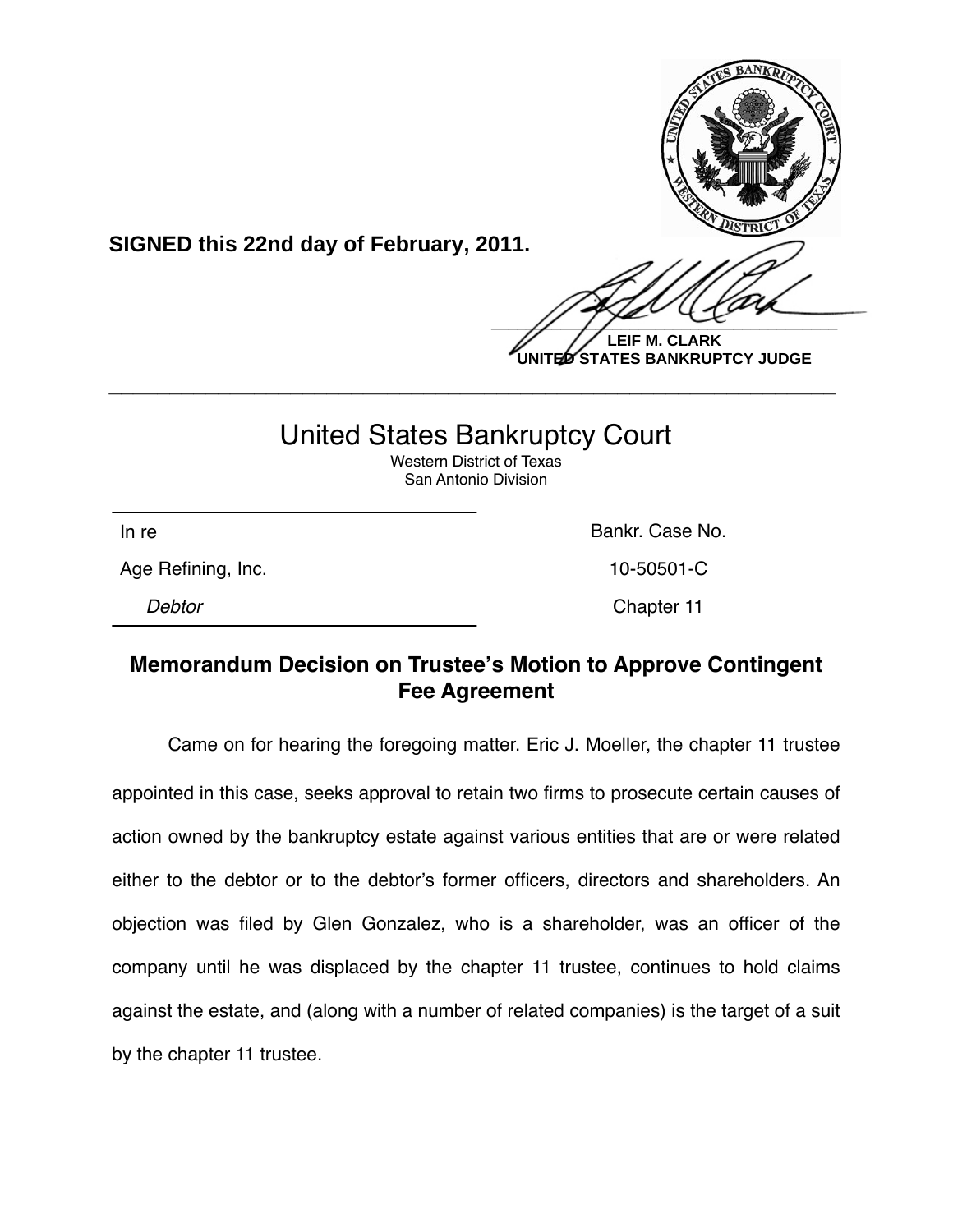**SIGNED this 22nd day of February, 2011.**

**LEIF M. CLARK**
**UNITED STATES BANKRUPTCY JUDGE**

---

# United States Bankruptcy Court

Western District of Texas
San Antonio Division

| In re | Bankr. Case No. |
|---|---|
| Age Refining, Inc. | 10-50501-C |
| *Debtor* | Chapter 11 |

## Memorandum Decision on Trustee's Motion to Approve Contingent Fee Agreement

Came on for hearing the foregoing matter. Eric J. Moeller, the chapter 11 trustee appointed in this case, seeks approval to retain two firms to prosecute certain causes of action owned by the bankruptcy estate against various entities that are or were related either to the debtor or to the debtor's former officers, directors and shareholders. An objection was filed by Glen Gonzalez, who is a shareholder, was an officer of the company until he was displaced by the chapter 11 trustee, continues to hold claims against the estate, and (along with a number of related companies) is the target of a suit by the chapter 11 trustee.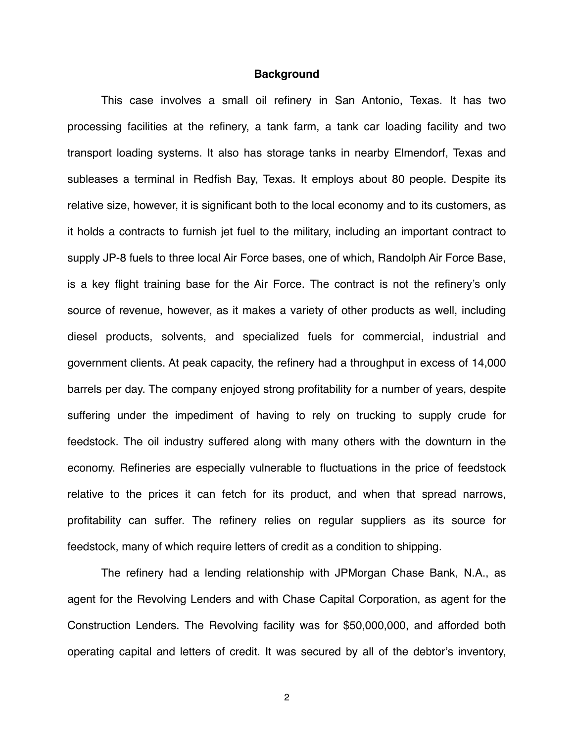## Background

This case involves a small oil refinery in San Antonio, Texas. It has two processing facilities at the refinery, a tank farm, a tank car loading facility and two transport loading systems. It also has storage tanks in nearby Elmendorf, Texas and subleases a terminal in Redfish Bay, Texas. It employs about 80 people. Despite its relative size, however, it is significant both to the local economy and to its customers, as it holds a contracts to furnish jet fuel to the military, including an important contract to supply JP-8 fuels to three local Air Force bases, one of which, Randolph Air Force Base, is a key flight training base for the Air Force. The contract is not the refinery's only source of revenue, however, as it makes a variety of other products as well, including diesel products, solvents, and specialized fuels for commercial, industrial and government clients. At peak capacity, the refinery had a throughput in excess of 14,000 barrels per day. The company enjoyed strong profitability for a number of years, despite suffering under the impediment of having to rely on trucking to supply crude for feedstock. The oil industry suffered along with many others with the downturn in the economy. Refineries are especially vulnerable to fluctuations in the price of feedstock relative to the prices it can fetch for its product, and when that spread narrows, profitability can suffer. The refinery relies on regular suppliers as its source for feedstock, many of which require letters of credit as a condition to shipping.

The refinery had a lending relationship with JPMorgan Chase Bank, N.A., as agent for the Revolving Lenders and with Chase Capital Corporation, as agent for the Construction Lenders. The Revolving facility was for $50,000,000, and afforded both operating capital and letters of credit. It was secured by all of the debtor's inventory,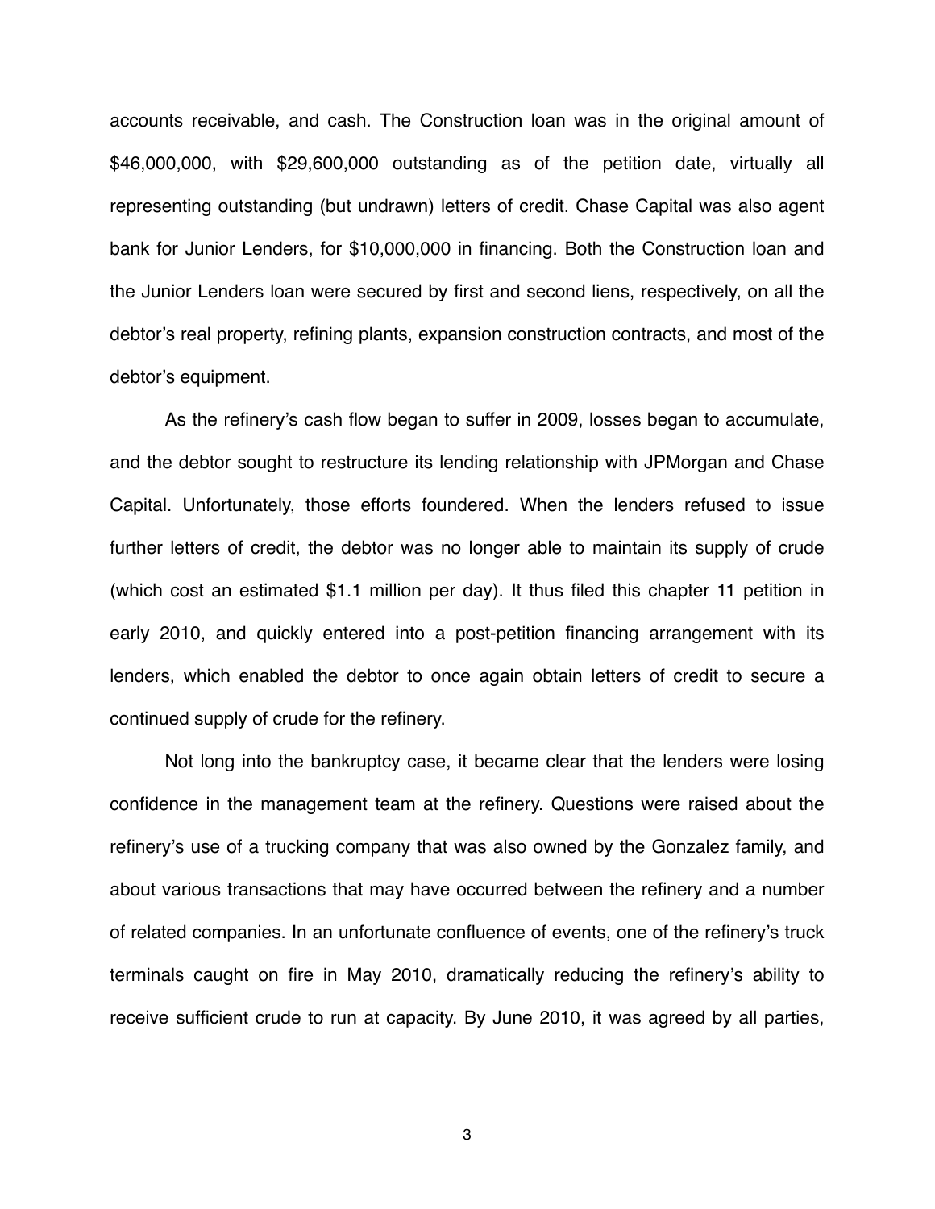accounts receivable, and cash. The Construction loan was in the original amount of $46,000,000, with $29,600,000 outstanding as of the petition date, virtually all representing outstanding (but undrawn) letters of credit. Chase Capital was also agent bank for Junior Lenders, for $10,000,000 in financing. Both the Construction loan and the Junior Lenders loan were secured by first and second liens, respectively, on all the debtor's real property, refining plants, expansion construction contracts, and most of the debtor's equipment.

As the refinery's cash flow began to suffer in 2009, losses began to accumulate, and the debtor sought to restructure its lending relationship with JPMorgan and Chase Capital. Unfortunately, those efforts foundered. When the lenders refused to issue further letters of credit, the debtor was no longer able to maintain its supply of crude (which cost an estimated $1.1 million per day). It thus filed this chapter 11 petition in early 2010, and quickly entered into a post-petition financing arrangement with its lenders, which enabled the debtor to once again obtain letters of credit to secure a continued supply of crude for the refinery.

Not long into the bankruptcy case, it became clear that the lenders were losing confidence in the management team at the refinery. Questions were raised about the refinery's use of a trucking company that was also owned by the Gonzalez family, and about various transactions that may have occurred between the refinery and a number of related companies. In an unfortunate confluence of events, one of the refinery's truck terminals caught on fire in May 2010, dramatically reducing the refinery's ability to receive sufficient crude to run at capacity. By June 2010, it was agreed by all parties,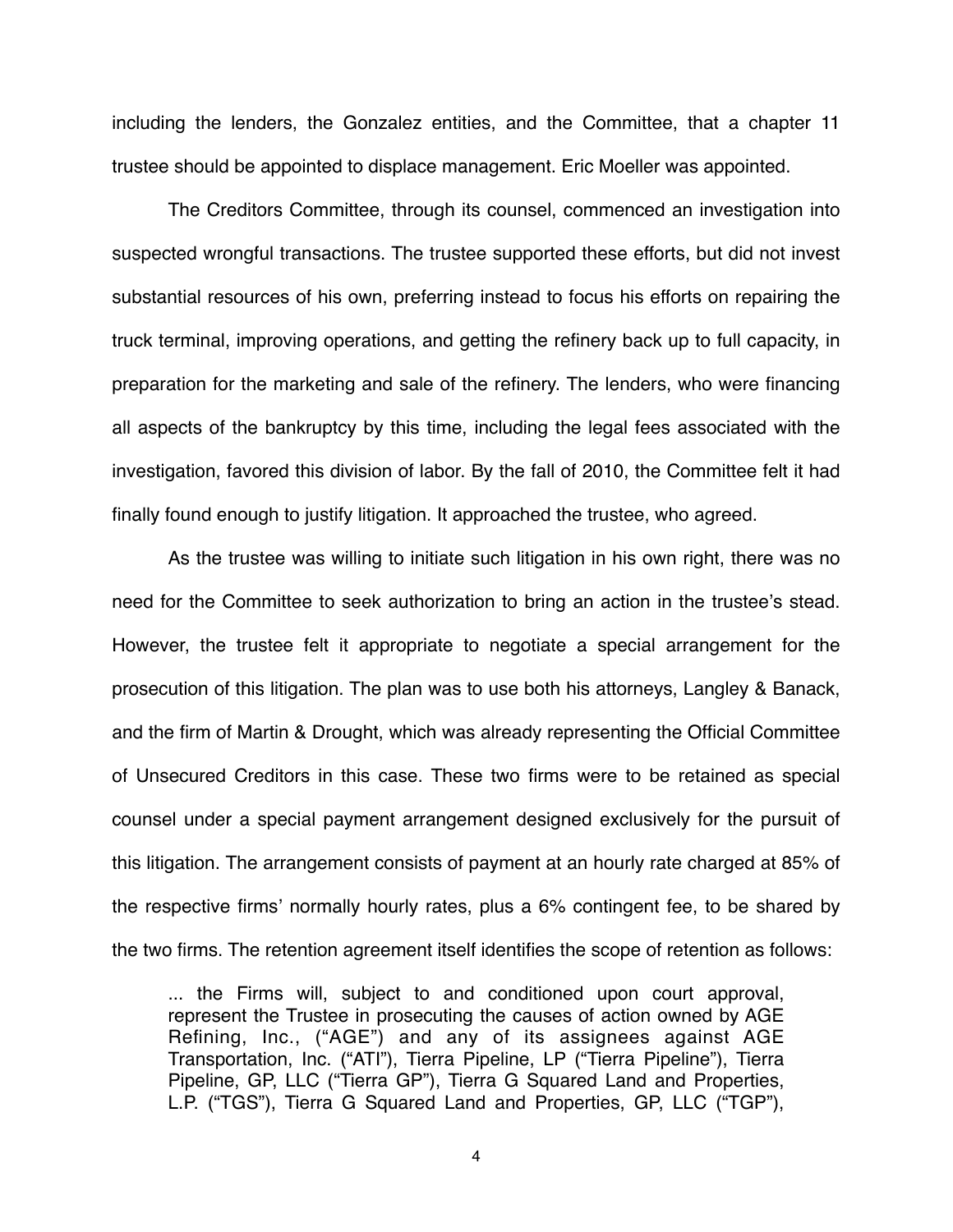including the lenders, the Gonzalez entities, and the Committee, that a chapter 11 trustee should be appointed to displace management. Eric Moeller was appointed.

The Creditors Committee, through its counsel, commenced an investigation into suspected wrongful transactions. The trustee supported these efforts, but did not invest substantial resources of his own, preferring instead to focus his efforts on repairing the truck terminal, improving operations, and getting the refinery back up to full capacity, in preparation for the marketing and sale of the refinery. The lenders, who were financing all aspects of the bankruptcy by this time, including the legal fees associated with the investigation, favored this division of labor. By the fall of 2010, the Committee felt it had finally found enough to justify litigation. It approached the trustee, who agreed.

As the trustee was willing to initiate such litigation in his own right, there was no need for the Committee to seek authorization to bring an action in the trustee's stead. However, the trustee felt it appropriate to negotiate a special arrangement for the prosecution of this litigation. The plan was to use both his attorneys, Langley & Banack, and the firm of Martin & Drought, which was already representing the Official Committee of Unsecured Creditors in this case. These two firms were to be retained as special counsel under a special payment arrangement designed exclusively for the pursuit of this litigation. The arrangement consists of payment at an hourly rate charged at 85% of the respective firms' normally hourly rates, plus a 6% contingent fee, to be shared by the two firms. The retention agreement itself identifies the scope of retention as follows:

> ... the Firms will, subject to and conditioned upon court approval, represent the Trustee in prosecuting the causes of action owned by AGE Refining, Inc., ("AGE") and any of its assignees against AGE Transportation, Inc. ("ATI"), Tierra Pipeline, LP ("Tierra Pipeline"), Tierra Pipeline, GP, LLC ("Tierra GP"), Tierra G Squared Land and Properties, L.P. ("TGS"), Tierra G Squared Land and Properties, GP, LLC ("TGP"),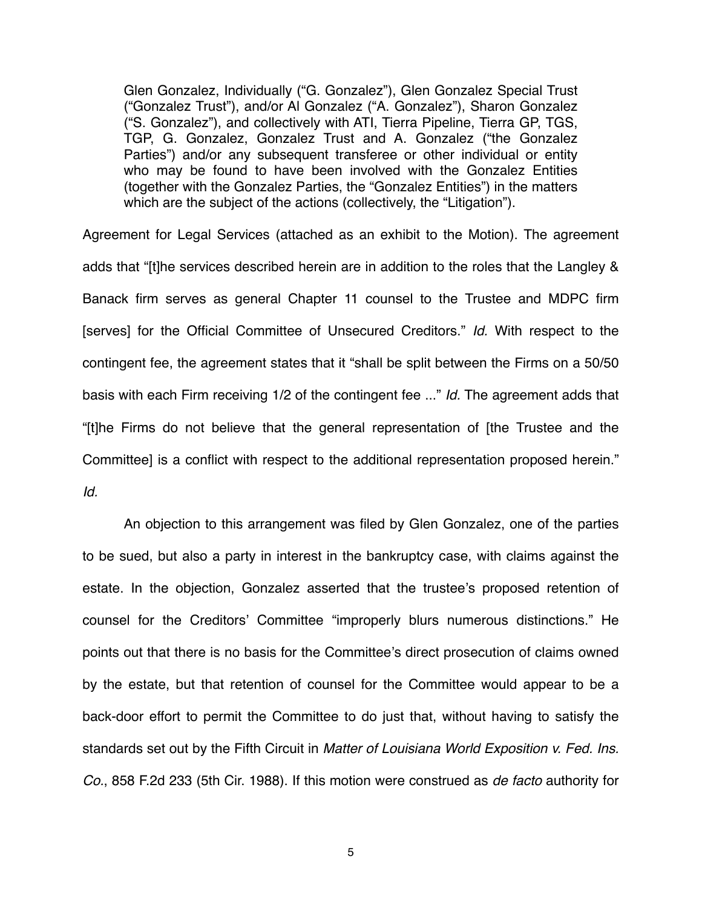> Glen Gonzalez, Individually ("G. Gonzalez"), Glen Gonzalez Special Trust ("Gonzalez Trust"), and/or Al Gonzalez ("A. Gonzalez"), Sharon Gonzalez ("S. Gonzalez"), and collectively with ATI, Tierra Pipeline, Tierra GP, TGS, TGP, G. Gonzalez, Gonzalez Trust and A. Gonzalez ("the Gonzalez Parties") and/or any subsequent transferee or other individual or entity who may be found to have been involved with the Gonzalez Entities (together with the Gonzalez Parties, the "Gonzalez Entities") in the matters which are the subject of the actions (collectively, the "Litigation").

Agreement for Legal Services (attached as an exhibit to the Motion). The agreement adds that "[t]he services described herein are in addition to the roles that the Langley & Banack firm serves as general Chapter 11 counsel to the Trustee and MDPC firm [serves] for the Official Committee of Unsecured Creditors." *Id.* With respect to the contingent fee, the agreement states that it "shall be split between the Firms on a 50/50 basis with each Firm receiving 1/2 of the contingent fee ..." *Id.* The agreement adds that "[t]he Firms do not believe that the general representation of [the Trustee and the Committee] is a conflict with respect to the additional representation proposed herein." *Id.*

An objection to this arrangement was filed by Glen Gonzalez, one of the parties to be sued, but also a party in interest in the bankruptcy case, with claims against the estate. In the objection, Gonzalez asserted that the trustee's proposed retention of counsel for the Creditors' Committee "improperly blurs numerous distinctions." He points out that there is no basis for the Committee's direct prosecution of claims owned by the estate, but that retention of counsel for the Committee would appear to be a back-door effort to permit the Committee to do just that, without having to satisfy the standards set out by the Fifth Circuit in *Matter of Louisiana World Exposition v. Fed. Ins. Co.*, 858 F.2d 233 (5th Cir. 1988). If this motion were construed as *de facto* authority for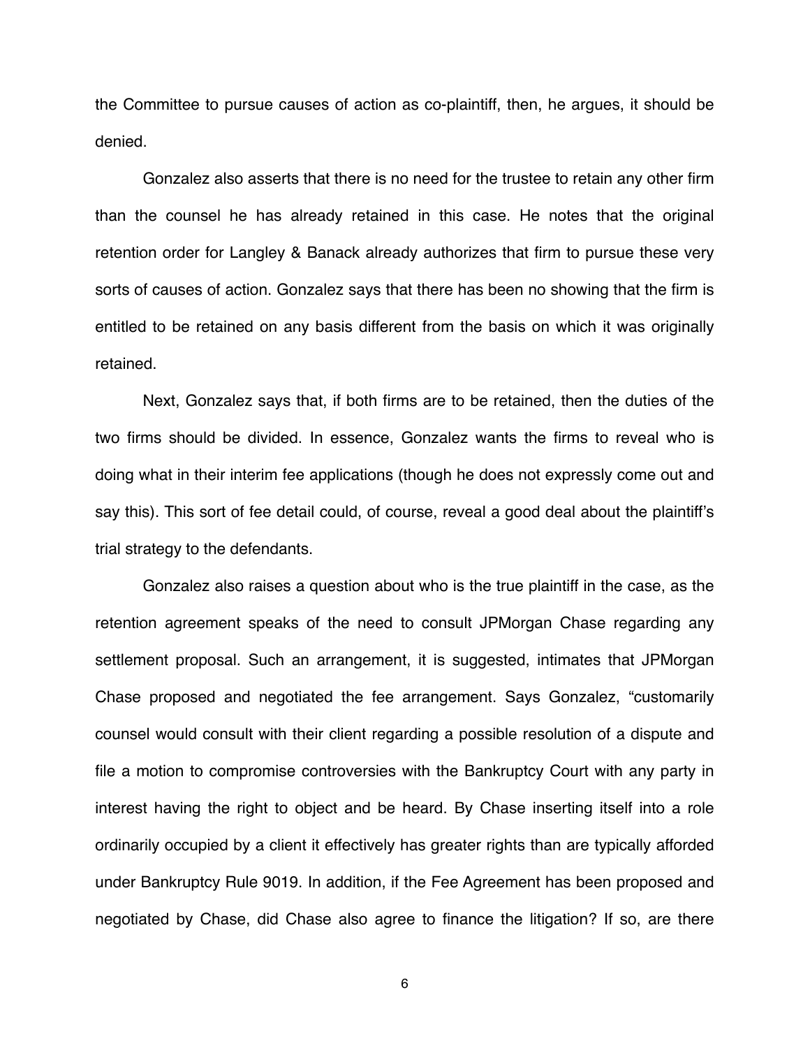the Committee to pursue causes of action as co-plaintiff, then, he argues, it should be denied.

Gonzalez also asserts that there is no need for the trustee to retain any other firm than the counsel he has already retained in this case. He notes that the original retention order for Langley & Banack already authorizes that firm to pursue these very sorts of causes of action. Gonzalez says that there has been no showing that the firm is entitled to be retained on any basis different from the basis on which it was originally retained.

Next, Gonzalez says that, if both firms are to be retained, then the duties of the two firms should be divided. In essence, Gonzalez wants the firms to reveal who is doing what in their interim fee applications (though he does not expressly come out and say this). This sort of fee detail could, of course, reveal a good deal about the plaintiff's trial strategy to the defendants.

Gonzalez also raises a question about who is the true plaintiff in the case, as the retention agreement speaks of the need to consult JPMorgan Chase regarding any settlement proposal. Such an arrangement, it is suggested, intimates that JPMorgan Chase proposed and negotiated the fee arrangement. Says Gonzalez, "customarily counsel would consult with their client regarding a possible resolution of a dispute and file a motion to compromise controversies with the Bankruptcy Court with any party in interest having the right to object and be heard. By Chase inserting itself into a role ordinarily occupied by a client it effectively has greater rights than are typically afforded under Bankruptcy Rule 9019. In addition, if the Fee Agreement has been proposed and negotiated by Chase, did Chase also agree to finance the litigation? If so, are there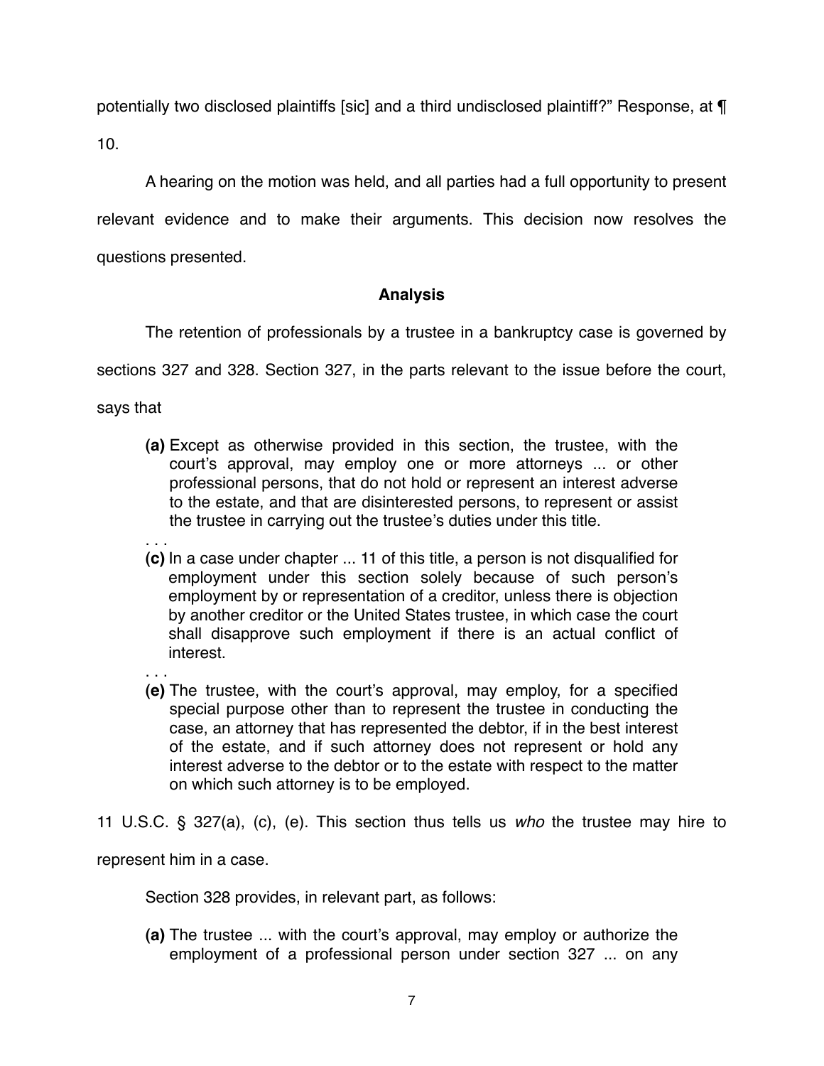potentially two disclosed plaintiffs [sic] and a third undisclosed plaintiff?" Response, at ¶ 10.

A hearing on the motion was held, and all parties had a full opportunity to present relevant evidence and to make their arguments. This decision now resolves the questions presented.

**Analysis**

The retention of professionals by a trustee in a bankruptcy case is governed by sections 327 and 328. Section 327, in the parts relevant to the issue before the court, says that

> **(a)** Except as otherwise provided in this section, the trustee, with the court's approval, may employ one or more attorneys ... or other professional persons, that do not hold or represent an interest adverse to the estate, and that are disinterested persons, to represent or assist the trustee in carrying out the trustee's duties under this title.
>
> . . .
>
> **(c)** In a case under chapter ... 11 of this title, a person is not disqualified for employment under this section solely because of such person's employment by or representation of a creditor, unless there is objection by another creditor or the United States trustee, in which case the court shall disapprove such employment if there is an actual conflict of interest.
>
> . . .
>
> **(e)** The trustee, with the court's approval, may employ, for a specified special purpose other than to represent the trustee in conducting the case, an attorney that has represented the debtor, if in the best interest of the estate, and if such attorney does not represent or hold any interest adverse to the debtor or to the estate with respect to the matter on which such attorney is to be employed.

11 U.S.C. § 327(a), (c), (e). This section thus tells us *who* the trustee may hire to represent him in a case.

Section 328 provides, in relevant part, as follows:

> **(a)** The trustee ... with the court's approval, may employ or authorize the employment of a professional person under section 327 ... on any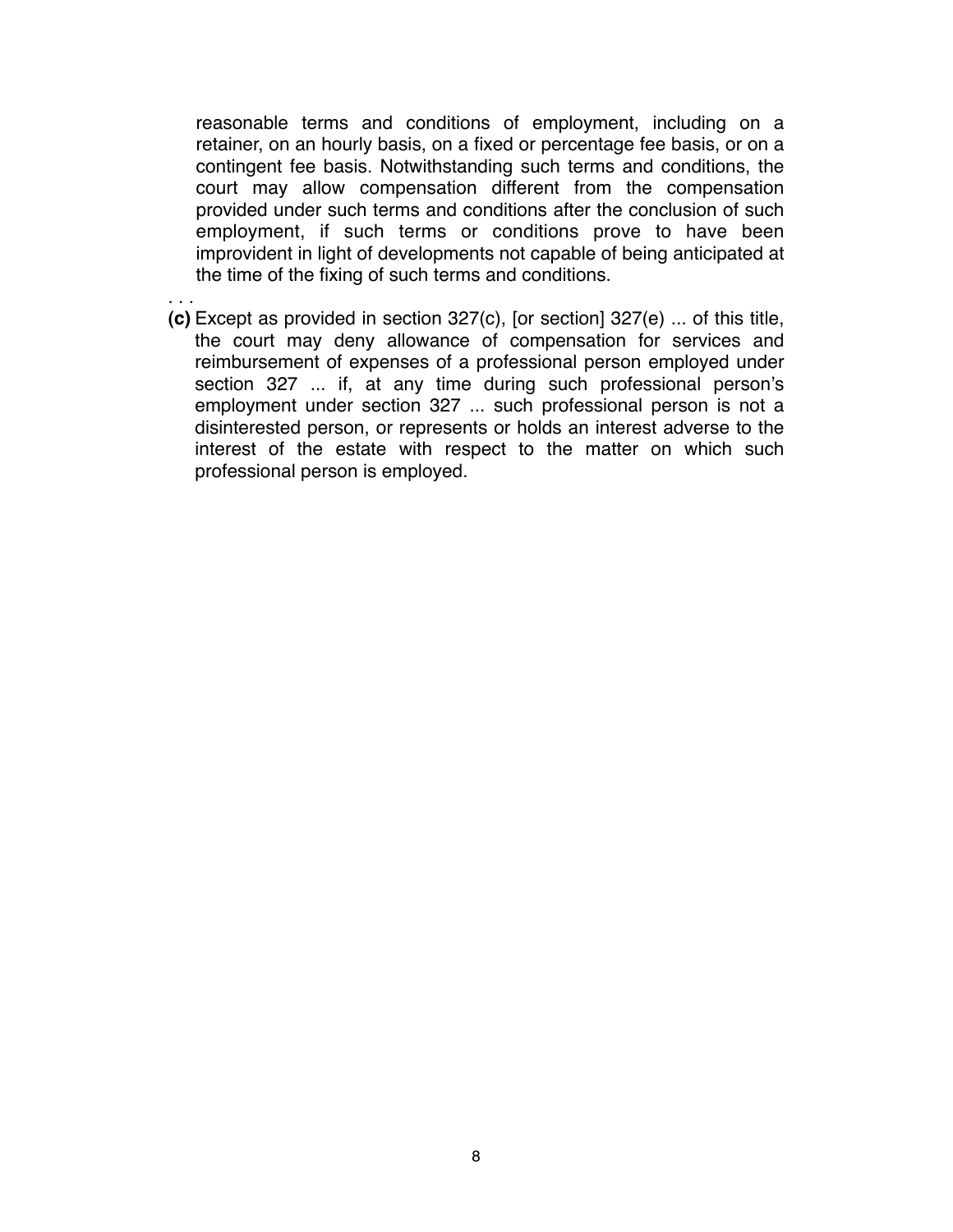reasonable terms and conditions of employment, including on a retainer, on an hourly basis, on a fixed or percentage fee basis, or on a contingent fee basis. Notwithstanding such terms and conditions, the court may allow compensation different from the compensation provided under such terms and conditions after the conclusion of such employment, if such terms or conditions prove to have been improvident in light of developments not capable of being anticipated at the time of the fixing of such terms and conditions.

. . .

**(c)** Except as provided in section 327(c), [or section] 327(e) ... of this title, the court may deny allowance of compensation for services and reimbursement of expenses of a professional person employed under section 327 ... if, at any time during such professional person's employment under section 327 ... such professional person is not a disinterested person, or represents or holds an interest adverse to the interest of the estate with respect to the matter on which such professional person is employed.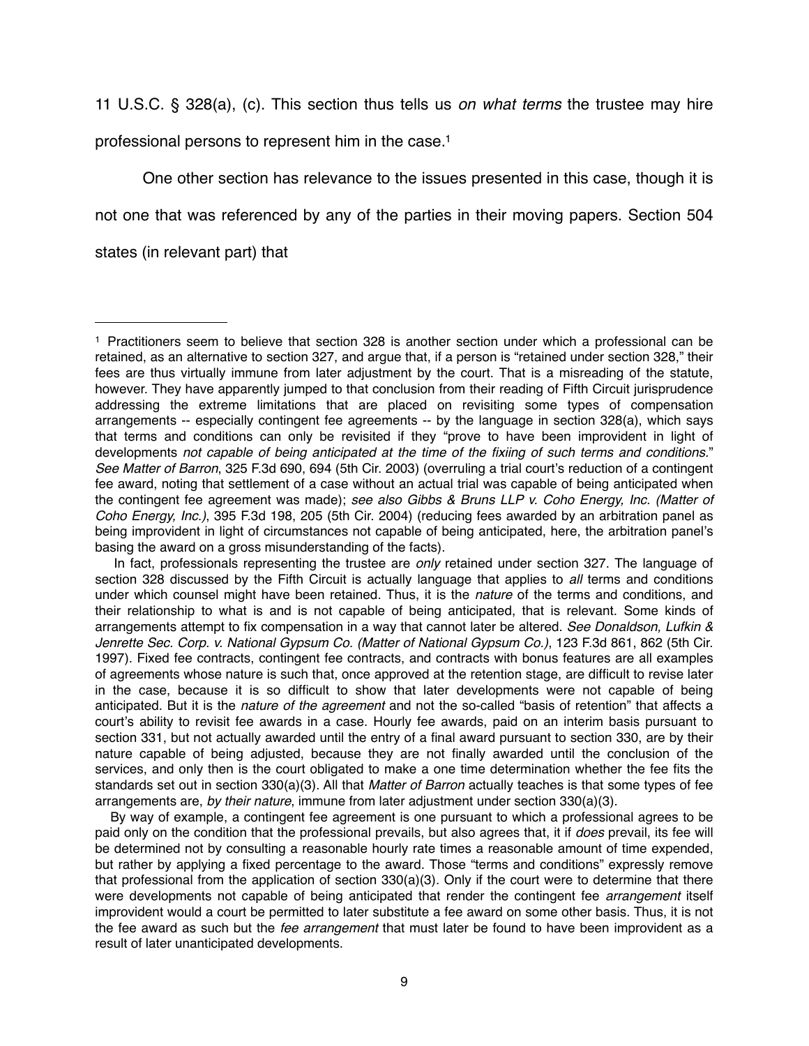11 U.S.C. § 328(a), (c). This section thus tells us *on what terms* the trustee may hire professional persons to represent him in the case.[1]

One other section has relevance to the issues presented in this case, though it is not one that was referenced by any of the parties in their moving papers. Section 504 states (in relevant part) that

---

[1] Practitioners seem to believe that section 328 is another section under which a professional can be retained, as an alternative to section 327, and argue that, if a person is "retained under section 328," their fees are thus virtually immune from later adjustment by the court. That is a misreading of the statute, however. They have apparently jumped to that conclusion from their reading of Fifth Circuit jurisprudence addressing the extreme limitations that are placed on revisiting some types of compensation arrangements -- especially contingent fee agreements -- by the language in section 328(a), which says that terms and conditions can only be revisited if they "prove to have been improvident in light of developments *not capable of being anticipated at the time of the fixiing of such terms and conditions*." *See Matter of Barron*, 325 F.3d 690, 694 (5th Cir. 2003) (overruling a trial court's reduction of a contingent fee award, noting that settlement of a case without an actual trial was capable of being anticipated when the contingent fee agreement was made); *see also Gibbs & Bruns LLP v. Coho Energy, Inc. (Matter of Coho Energy, Inc.)*, 395 F.3d 198, 205 (5th Cir. 2004) (reducing fees awarded by an arbitration panel as being improvident in light of circumstances not capable of being anticipated, here, the arbitration panel's basing the award on a gross misunderstanding of the facts).

In fact, professionals representing the trustee are *only* retained under section 327. The language of section 328 discussed by the Fifth Circuit is actually language that applies to *all* terms and conditions under which counsel might have been retained. Thus, it is the *nature* of the terms and conditions, and their relationship to what is and is not capable of being anticipated, that is relevant. Some kinds of arrangements attempt to fix compensation in a way that cannot later be altered. *See Donaldson, Lufkin & Jenrette Sec. Corp. v. National Gypsum Co. (Matter of National Gypsum Co.)*, 123 F.3d 861, 862 (5th Cir. 1997). Fixed fee contracts, contingent fee contracts, and contracts with bonus features are all examples of agreements whose nature is such that, once approved at the retention stage, are difficult to revise later in the case, because it is so difficult to show that later developments were not capable of being anticipated. But it is the *nature of the agreement* and not the so-called "basis of retention" that affects a court's ability to revisit fee awards in a case. Hourly fee awards, paid on an interim basis pursuant to section 331, but not actually awarded until the entry of a final award pursuant to section 330, are by their nature capable of being adjusted, because they are not finally awarded until the conclusion of the services, and only then is the court obligated to make a one time determination whether the fee fits the standards set out in section 330(a)(3). All that *Matter of Barron* actually teaches is that some types of fee arrangements are, *by their nature*, immune from later adjustment under section 330(a)(3).

By way of example, a contingent fee agreement is one pursuant to which a professional agrees to be paid only on the condition that the professional prevails, but also agrees that, it if *does* prevail, its fee will be determined not by consulting a reasonable hourly rate times a reasonable amount of time expended, but rather by applying a fixed percentage to the award. Those "terms and conditions" expressly remove that professional from the application of section 330(a)(3). Only if the court were to determine that there were developments not capable of being anticipated that render the contingent fee *arrangement* itself improvident would a court be permitted to later substitute a fee award on some other basis. Thus, it is not the fee award as such but the *fee arrangement* that must later be found to have been improvident as a result of later unanticipated developments.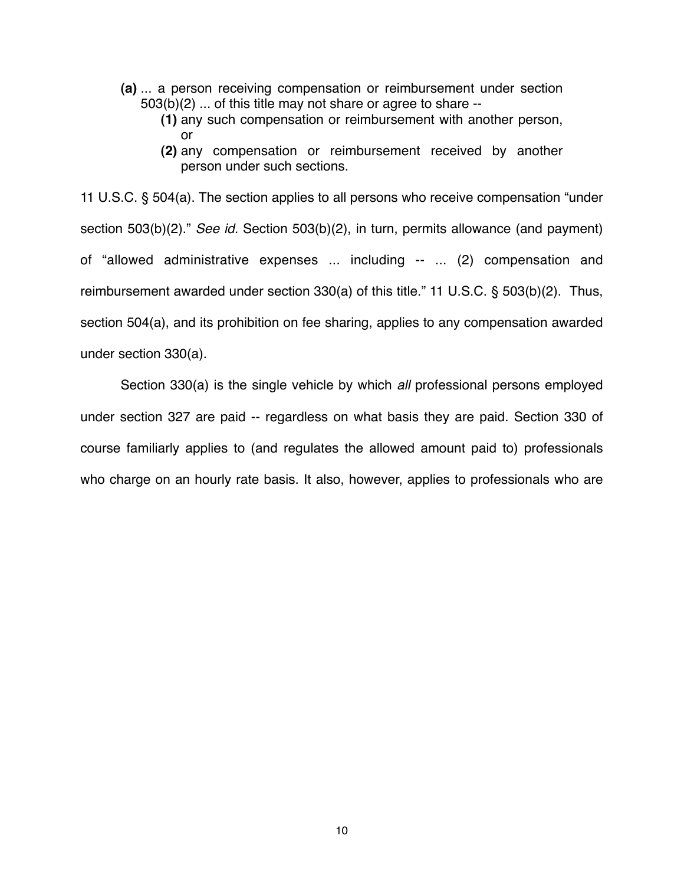> **(a)** ... a person receiving compensation or reimbursement under section 503(b)(2) ... of this title may not share or agree to share --
>
> **(1)** any such compensation or reimbursement with another person, or
>
> **(2)** any compensation or reimbursement received by another person under such sections.

11 U.S.C. § 504(a). The section applies to all persons who receive compensation "under section 503(b)(2)." *See id.* Section 503(b)(2), in turn, permits allowance (and payment) of "allowed administrative expenses ... including -- ... (2) compensation and reimbursement awarded under section 330(a) of this title." 11 U.S.C. § 503(b)(2). Thus, section 504(a), and its prohibition on fee sharing, applies to any compensation awarded under section 330(a).

Section 330(a) is the single vehicle by which *all* professional persons employed under section 327 are paid -- regardless on what basis they are paid. Section 330 of course familiarly applies to (and regulates the allowed amount paid to) professionals who charge on an hourly rate basis. It also, however, applies to professionals who are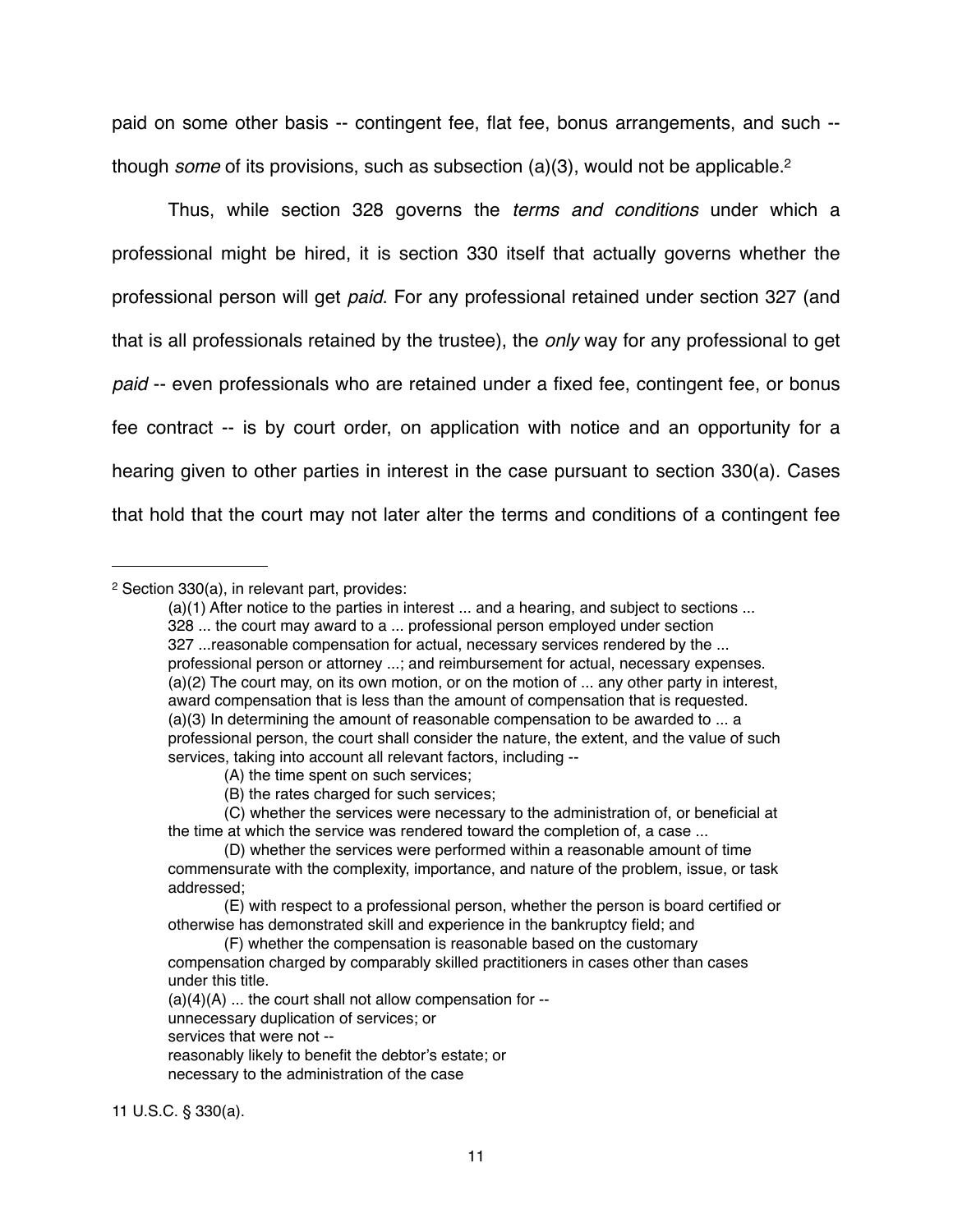paid on some other basis -- contingent fee, flat fee, bonus arrangements, and such -- though *some* of its provisions, such as subsection (a)(3), would not be applicable.[2]

Thus, while section 328 governs the *terms and conditions* under which a professional might be hired, it is section 330 itself that actually governs whether the professional person will get *paid*. For any professional retained under section 327 (and that is all professionals retained by the trustee), the *only* way for any professional to get *paid* -- even professionals who are retained under a fixed fee, contingent fee, or bonus fee contract -- is by court order, on application with notice and an opportunity for a hearing given to other parties in interest in the case pursuant to section 330(a). Cases that hold that the court may not later alter the terms and conditions of a contingent fee

---

[2] Section 330(a), in relevant part, provides:

> (a)(1) After notice to the parties in interest ... and a hearing, and subject to sections ... 328 ... the court may award to a ... professional person employed under section 327 ...reasonable compensation for actual, necessary services rendered by the ... professional person or attorney ...; and reimbursement for actual, necessary expenses.
> (a)(2) The court may, on its own motion, or on the motion of ... any other party in interest, award compensation that is less than the amount of compensation that is requested.
> (a)(3) In determining the amount of reasonable compensation to be awarded to ... a professional person, the court shall consider the nature, the extent, and the value of such services, taking into account all relevant factors, including --
> (A) the time spent on such services;
> (B) the rates charged for such services;
> (C) whether the services were necessary to the administration of, or beneficial at the time at which the service was rendered toward the completion of, a case ...
> (D) whether the services were performed within a reasonable amount of time commensurate with the complexity, importance, and nature of the problem, issue, or task addressed;
> (E) with respect to a professional person, whether the person is board certified or otherwise has demonstrated skill and experience in the bankruptcy field; and
> (F) whether the compensation is reasonable based on the customary compensation charged by comparably skilled practitioners in cases other than cases under this title.
> (a)(4)(A) ... the court shall not allow compensation for --
> unnecessary duplication of services; or
> services that were not --
> reasonably likely to benefit the debtor's estate; or
> necessary to the administration of the case

11 U.S.C. § 330(a).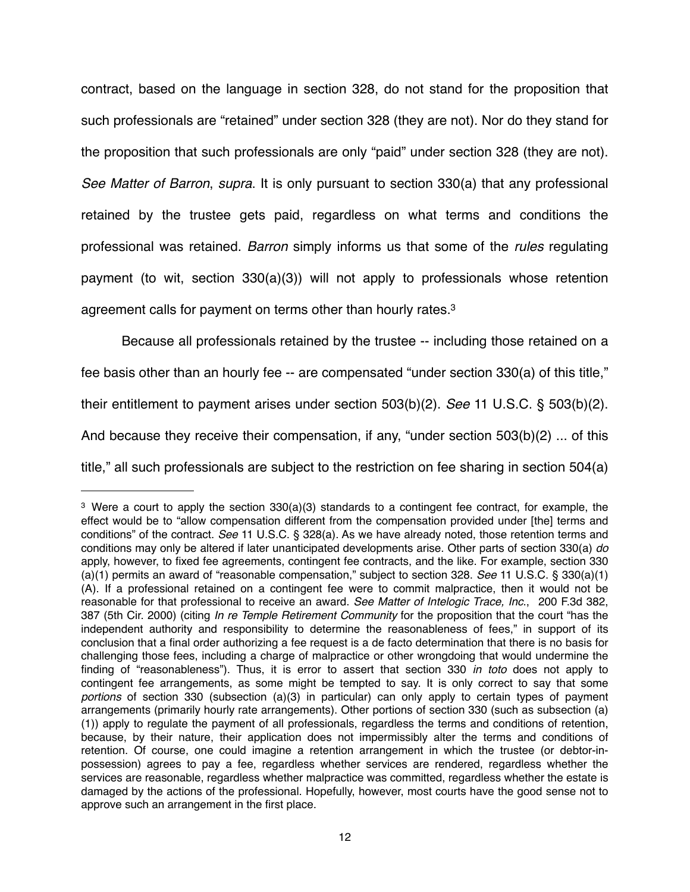contract, based on the language in section 328, do not stand for the proposition that such professionals are "retained" under section 328 (they are not). Nor do they stand for the proposition that such professionals are only "paid" under section 328 (they are not). *See Matter of Barron*, *supra*. It is only pursuant to section 330(a) that any professional retained by the trustee gets paid, regardless on what terms and conditions the professional was retained. *Barron* simply informs us that some of the *rules* regulating payment (to wit, section 330(a)(3)) will not apply to professionals whose retention agreement calls for payment on terms other than hourly rates.[3]

Because all professionals retained by the trustee -- including those retained on a fee basis other than an hourly fee -- are compensated "under section 330(a) of this title," their entitlement to payment arises under section 503(b)(2). *See* 11 U.S.C. § 503(b)(2). And because they receive their compensation, if any, "under section 503(b)(2) ... of this title," all such professionals are subject to the restriction on fee sharing in section 504(a)

---

[3] Were a court to apply the section 330(a)(3) standards to a contingent fee contract, for example, the effect would be to "allow compensation different from the compensation provided under [the] terms and conditions" of the contract. *See* 11 U.S.C. § 328(a). As we have already noted, those retention terms and conditions may only be altered if later unanticipated developments arise. Other parts of section 330(a) *do* apply, however, to fixed fee agreements, contingent fee contracts, and the like. For example, section 330 (a)(1) permits an award of "reasonable compensation," subject to section 328. *See* 11 U.S.C. § 330(a)(1)(A). If a professional retained on a contingent fee were to commit malpractice, then it would not be reasonable for that professional to receive an award. *See Matter of Intelogic Trace, Inc.*, 200 F.3d 382, 387 (5th Cir. 2000) (citing *In re Temple Retirement Community* for the proposition that the court "has the independent authority and responsibility to determine the reasonableness of fees," in support of its conclusion that a final order authorizing a fee request is a de facto determination that there is no basis for challenging those fees, including a charge of malpractice or other wrongdoing that would undermine the finding of "reasonableness"). Thus, it is error to assert that section 330 *in toto* does not apply to contingent fee arrangements, as some might be tempted to say. It is only correct to say that some *portions* of section 330 (subsection (a)(3) in particular) can only apply to certain types of payment arrangements (primarily hourly rate arrangements). Other portions of section 330 (such as subsection (a)(1)) apply to regulate the payment of all professionals, regardless the terms and conditions of retention, because, by their nature, their application does not impermissibly alter the terms and conditions of retention. Of course, one could imagine a retention arrangement in which the trustee (or debtor-in-possession) agrees to pay a fee, regardless whether services are rendered, regardless whether the services are reasonable, regardless whether malpractice was committed, regardless whether the estate is damaged by the actions of the professional. Hopefully, however, most courts have the good sense not to approve such an arrangement in the first place.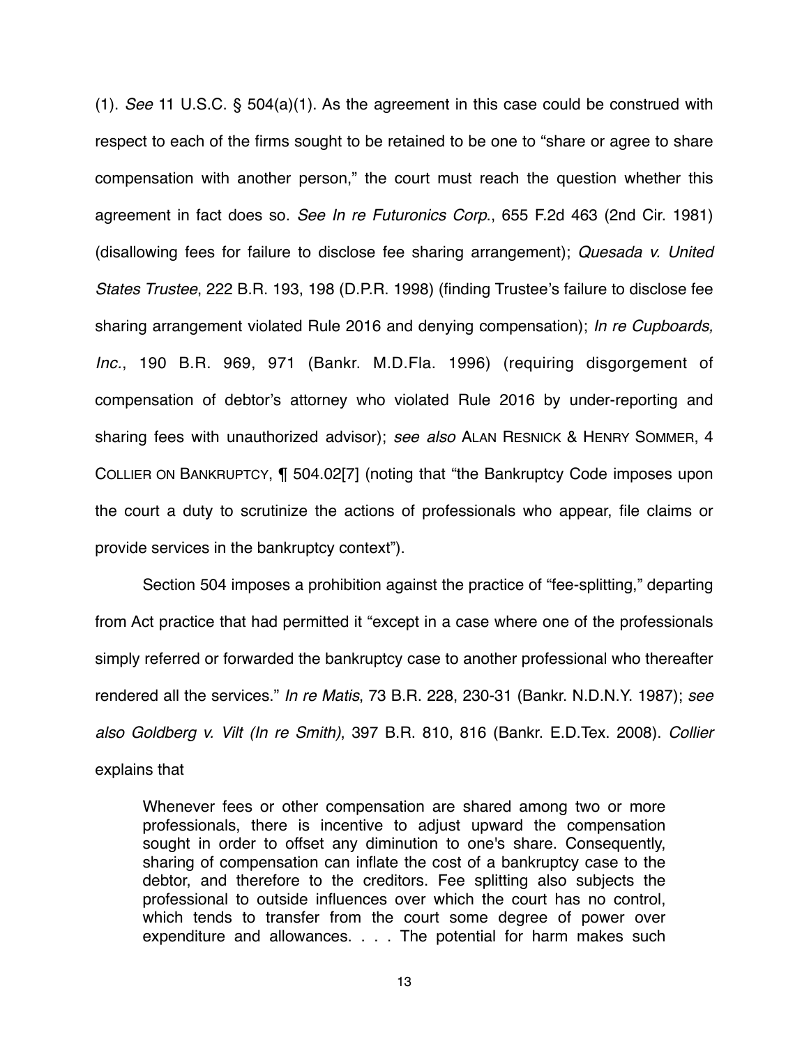(1). *See* 11 U.S.C. § 504(a)(1). As the agreement in this case could be construed with respect to each of the firms sought to be retained to be one to "share or agree to share compensation with another person," the court must reach the question whether this agreement in fact does so. *See In re Futuronics Corp.*, 655 F.2d 463 (2nd Cir. 1981) (disallowing fees for failure to disclose fee sharing arrangement); *Quesada v. United States Trustee*, 222 B.R. 193, 198 (D.P.R. 1998) (finding Trustee's failure to disclose fee sharing arrangement violated Rule 2016 and denying compensation); *In re Cupboards, Inc.*, 190 B.R. 969, 971 (Bankr. M.D.Fla. 1996) (requiring disgorgement of compensation of debtor's attorney who violated Rule 2016 by under-reporting and sharing fees with unauthorized advisor); *see also* ALAN RESNICK & HENRY SOMMER, 4 COLLIER ON BANKRUPTCY, ¶ 504.02[7] (noting that "the Bankruptcy Code imposes upon the court a duty to scrutinize the actions of professionals who appear, file claims or provide services in the bankruptcy context").

Section 504 imposes a prohibition against the practice of "fee-splitting," departing from Act practice that had permitted it "except in a case where one of the professionals simply referred or forwarded the bankruptcy case to another professional who thereafter rendered all the services." *In re Matis*, 73 B.R. 228, 230-31 (Bankr. N.D.N.Y. 1987); *see also Goldberg v. Vilt (In re Smith)*, 397 B.R. 810, 816 (Bankr. E.D.Tex. 2008). *Collier* explains that

> Whenever fees or other compensation are shared among two or more professionals, there is incentive to adjust upward the compensation sought in order to offset any diminution to one's share. Consequently, sharing of compensation can inflate the cost of a bankruptcy case to the debtor, and therefore to the creditors. Fee splitting also subjects the professional to outside influences over which the court has no control, which tends to transfer from the court some degree of power over expenditure and allowances. . . . The potential for harm makes such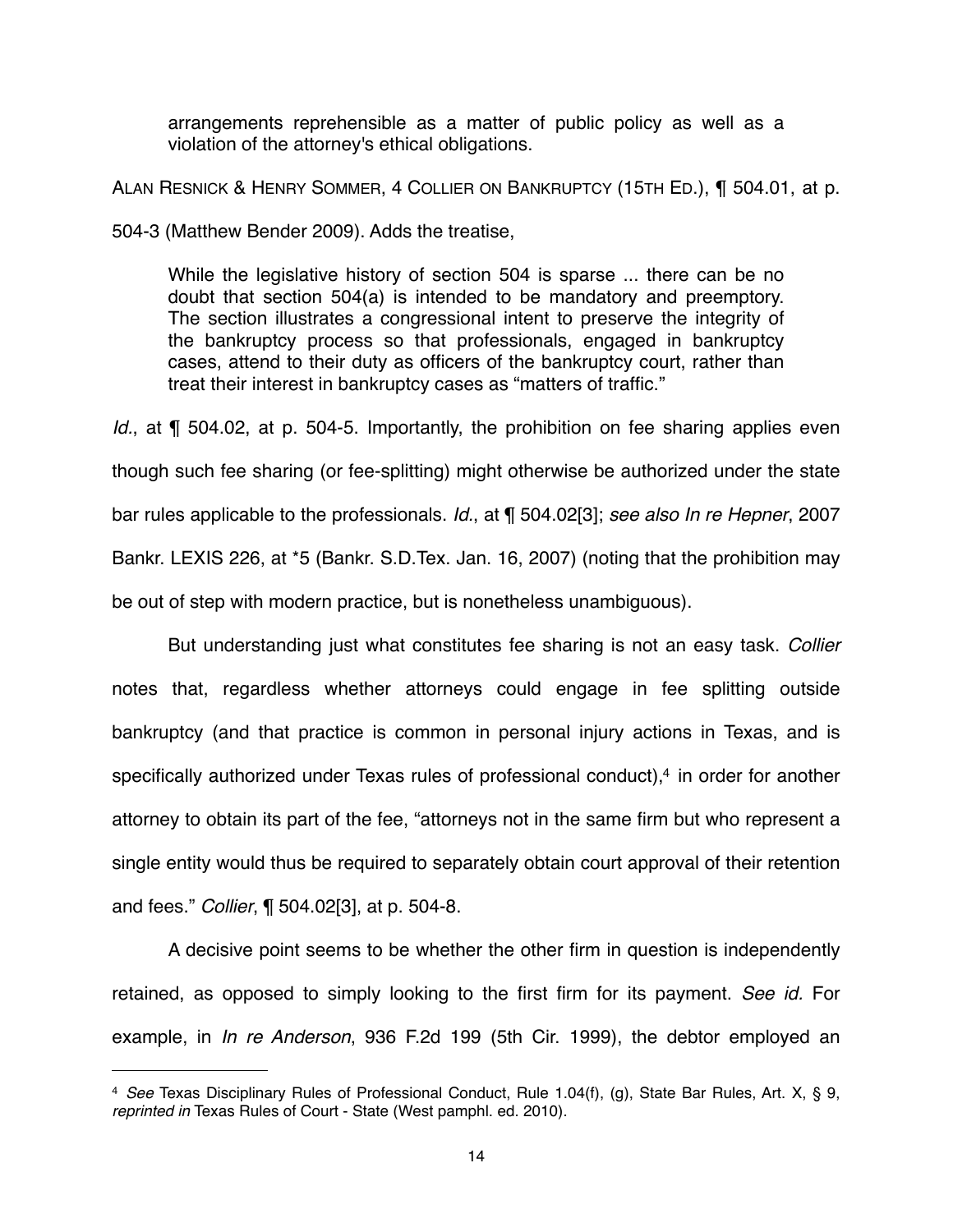> arrangements reprehensible as a matter of public policy as well as a violation of the attorney's ethical obligations.

ALAN RESNICK & HENRY SOMMER, 4 COLLIER ON BANKRUPTCY (15TH ED.), ¶ 504.01, at p. 504-3 (Matthew Bender 2009). Adds the treatise,

> While the legislative history of section 504 is sparse ... there can be no doubt that section 504(a) is intended to be mandatory and preemptory. The section illustrates a congressional intent to preserve the integrity of the bankruptcy process so that professionals, engaged in bankruptcy cases, attend to their duty as officers of the bankruptcy court, rather than treat their interest in bankruptcy cases as "matters of traffic."

*Id.*, at ¶ 504.02, at p. 504-5. Importantly, the prohibition on fee sharing applies even though such fee sharing (or fee-splitting) might otherwise be authorized under the state bar rules applicable to the professionals. *Id.*, at ¶ 504.02[3]; *see also In re Hepner*, 2007 Bankr. LEXIS 226, at *5 (Bankr. S.D.Tex. Jan. 16, 2007) (noting that the prohibition may be out of step with modern practice, but is nonetheless unambiguous).

But understanding just what constitutes fee sharing is not an easy task. *Collier* notes that, regardless whether attorneys could engage in fee splitting outside bankruptcy (and that practice is common in personal injury actions in Texas, and is specifically authorized under Texas rules of professional conduct),[4] in order for another attorney to obtain its part of the fee, "attorneys not in the same firm but who represent a single entity would thus be required to separately obtain court approval of their retention and fees." *Collier*, ¶ 504.02[3], at p. 504-8.

A decisive point seems to be whether the other firm in question is independently retained, as opposed to simply looking to the first firm for its payment. *See id.* For example, in *In re Anderson*, 936 F.2d 199 (5th Cir. 1999), the debtor employed an

---

[4] *See* Texas Disciplinary Rules of Professional Conduct, Rule 1.04(f), (g), State Bar Rules, Art. X, § 9, *reprinted in* Texas Rules of Court - State (West pamphl. ed. 2010).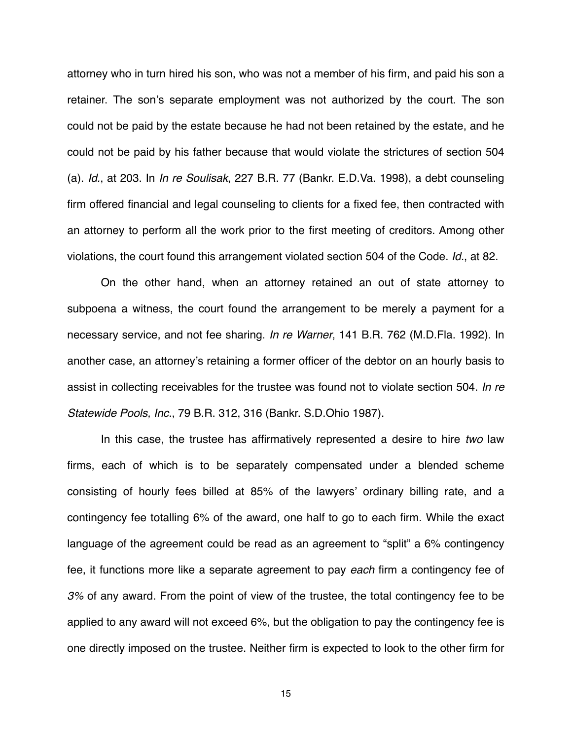attorney who in turn hired his son, who was not a member of his firm, and paid his son a retainer. The son's separate employment was not authorized by the court. The son could not be paid by the estate because he had not been retained by the estate, and he could not be paid by his father because that would violate the strictures of section 504 (a). *Id.*, at 203. In *In re Soulisak*, 227 B.R. 77 (Bankr. E.D.Va. 1998), a debt counseling firm offered financial and legal counseling to clients for a fixed fee, then contracted with an attorney to perform all the work prior to the first meeting of creditors. Among other violations, the court found this arrangement violated section 504 of the Code. *Id.*, at 82.

On the other hand, when an attorney retained an out of state attorney to subpoena a witness, the court found the arrangement to be merely a payment for a necessary service, and not fee sharing. *In re Warner*, 141 B.R. 762 (M.D.Fla. 1992). In another case, an attorney's retaining a former officer of the debtor on an hourly basis to assist in collecting receivables for the trustee was found not to violate section 504. *In re Statewide Pools, Inc.*, 79 B.R. 312, 316 (Bankr. S.D.Ohio 1987).

In this case, the trustee has affirmatively represented a desire to hire *two* law firms, each of which is to be separately compensated under a blended scheme consisting of hourly fees billed at 85% of the lawyers' ordinary billing rate, and a contingency fee totalling 6% of the award, one half to go to each firm. While the exact language of the agreement could be read as an agreement to "split" a 6% contingency fee, it functions more like a separate agreement to pay *each* firm a contingency fee of *3%* of any award. From the point of view of the trustee, the total contingency fee to be applied to any award will not exceed 6%, but the obligation to pay the contingency fee is one directly imposed on the trustee. Neither firm is expected to look to the other firm for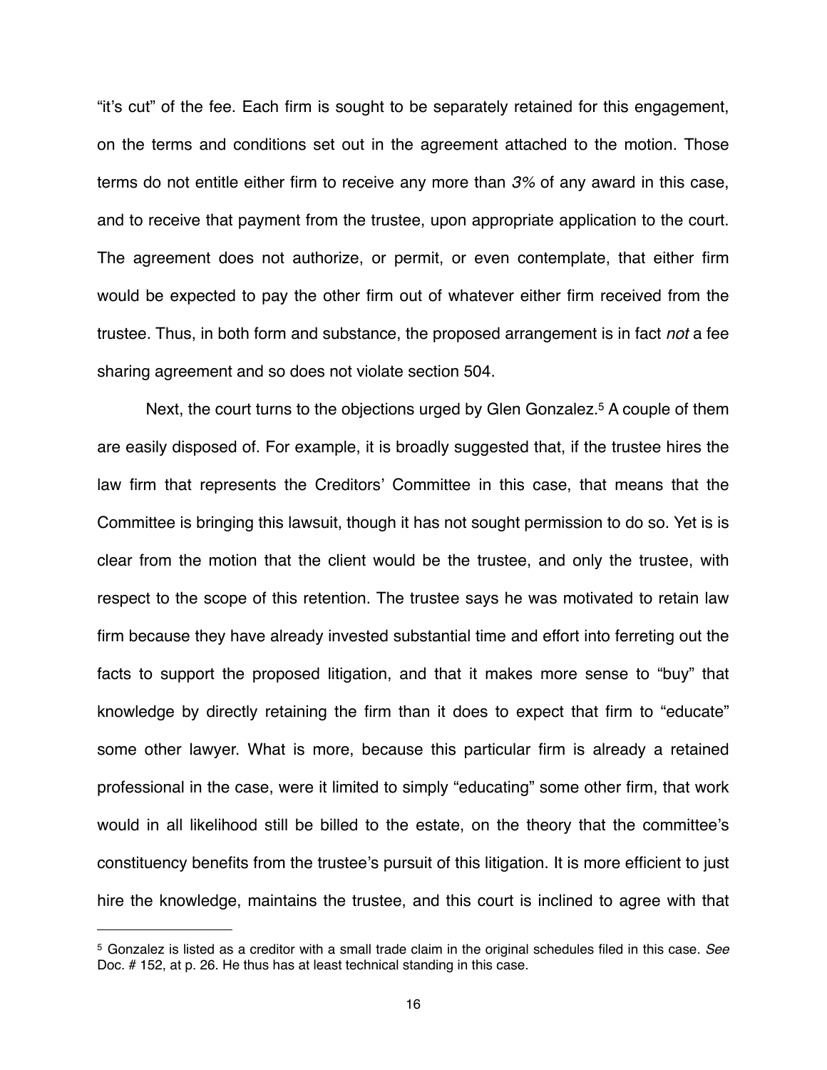"it's cut" of the fee. Each firm is sought to be separately retained for this engagement, on the terms and conditions set out in the agreement attached to the motion. Those terms do not entitle either firm to receive any more than *3%* of any award in this case, and to receive that payment from the trustee, upon appropriate application to the court. The agreement does not authorize, or permit, or even contemplate, that either firm would be expected to pay the other firm out of whatever either firm received from the trustee. Thus, in both form and substance, the proposed arrangement is in fact *not* a fee sharing agreement and so does not violate section 504.

Next, the court turns to the objections urged by Glen Gonzalez.[5] A couple of them are easily disposed of. For example, it is broadly suggested that, if the trustee hires the law firm that represents the Creditors' Committee in this case, that means that the Committee is bringing this lawsuit, though it has not sought permission to do so. Yet is is clear from the motion that the client would be the trustee, and only the trustee, with respect to the scope of this retention. The trustee says he was motivated to retain law firm because they have already invested substantial time and effort into ferreting out the facts to support the proposed litigation, and that it makes more sense to "buy" that knowledge by directly retaining the firm than it does to expect that firm to "educate" some other lawyer. What is more, because this particular firm is already a retained professional in the case, were it limited to simply "educating" some other firm, that work would in all likelihood still be billed to the estate, on the theory that the committee's constituency benefits from the trustee's pursuit of this litigation. It is more efficient to just hire the knowledge, maintains the trustee, and this court is inclined to agree with that

---

[5] Gonzalez is listed as a creditor with a small trade claim in the original schedules filed in this case. *See* Doc. # 152, at p. 26. He thus has at least technical standing in this case.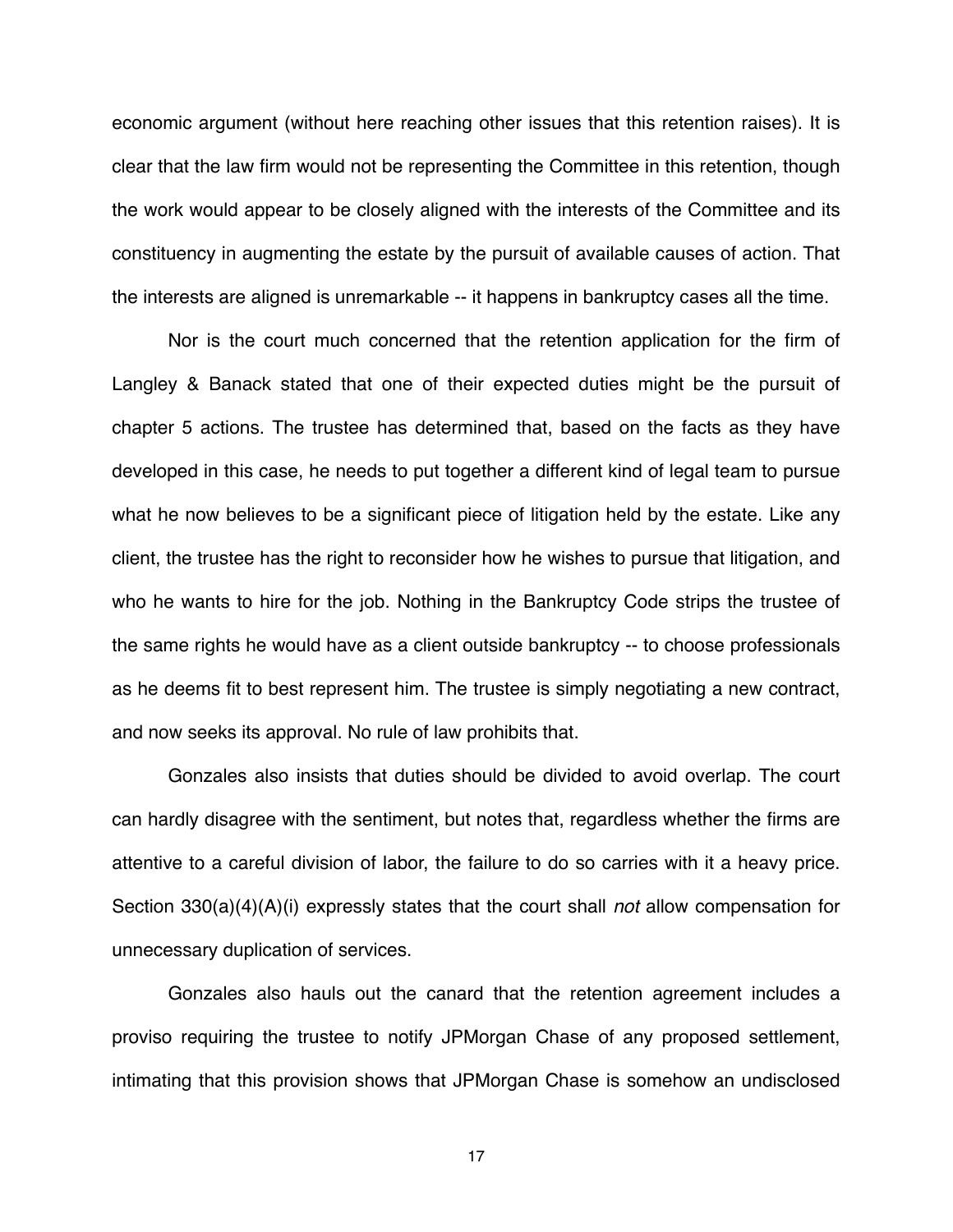economic argument (without here reaching other issues that this retention raises). It is clear that the law firm would not be representing the Committee in this retention, though the work would appear to be closely aligned with the interests of the Committee and its constituency in augmenting the estate by the pursuit of available causes of action. That the interests are aligned is unremarkable -- it happens in bankruptcy cases all the time.

Nor is the court much concerned that the retention application for the firm of Langley & Banack stated that one of their expected duties might be the pursuit of chapter 5 actions. The trustee has determined that, based on the facts as they have developed in this case, he needs to put together a different kind of legal team to pursue what he now believes to be a significant piece of litigation held by the estate. Like any client, the trustee has the right to reconsider how he wishes to pursue that litigation, and who he wants to hire for the job. Nothing in the Bankruptcy Code strips the trustee of the same rights he would have as a client outside bankruptcy -- to choose professionals as he deems fit to best represent him. The trustee is simply negotiating a new contract, and now seeks its approval. No rule of law prohibits that.

Gonzales also insists that duties should be divided to avoid overlap. The court can hardly disagree with the sentiment, but notes that, regardless whether the firms are attentive to a careful division of labor, the failure to do so carries with it a heavy price. Section 330(a)(4)(A)(i) expressly states that the court shall *not* allow compensation for unnecessary duplication of services.

Gonzales also hauls out the canard that the retention agreement includes a proviso requiring the trustee to notify JPMorgan Chase of any proposed settlement, intimating that this provision shows that JPMorgan Chase is somehow an undisclosed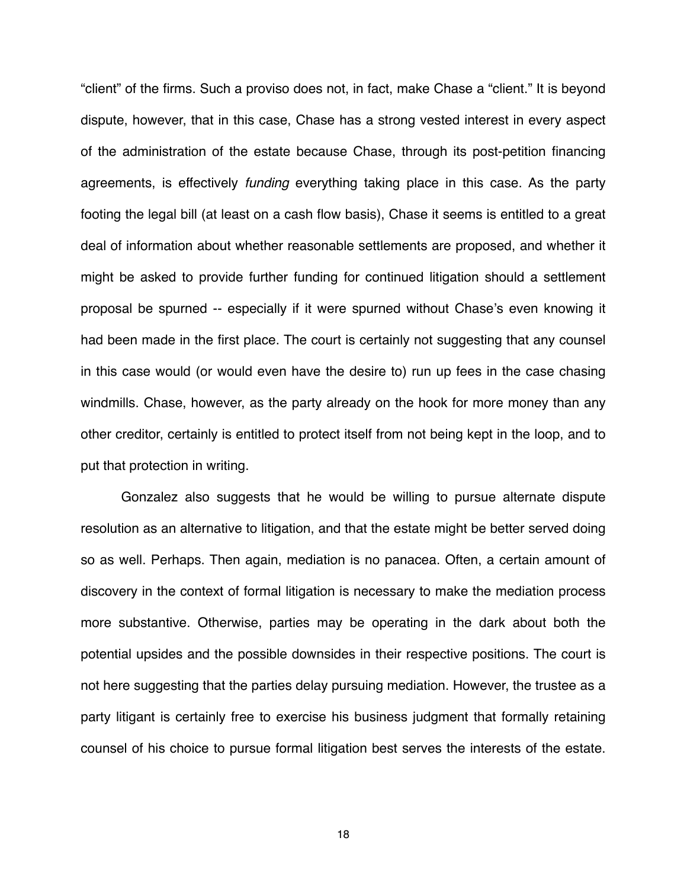"client" of the firms. Such a proviso does not, in fact, make Chase a "client." It is beyond dispute, however, that in this case, Chase has a strong vested interest in every aspect of the administration of the estate because Chase, through its post-petition financing agreements, is effectively *funding* everything taking place in this case. As the party footing the legal bill (at least on a cash flow basis), Chase it seems is entitled to a great deal of information about whether reasonable settlements are proposed, and whether it might be asked to provide further funding for continued litigation should a settlement proposal be spurned -- especially if it were spurned without Chase's even knowing it had been made in the first place. The court is certainly not suggesting that any counsel in this case would (or would even have the desire to) run up fees in the case chasing windmills. Chase, however, as the party already on the hook for more money than any other creditor, certainly is entitled to protect itself from not being kept in the loop, and to put that protection in writing.

Gonzalez also suggests that he would be willing to pursue alternate dispute resolution as an alternative to litigation, and that the estate might be better served doing so as well. Perhaps. Then again, mediation is no panacea. Often, a certain amount of discovery in the context of formal litigation is necessary to make the mediation process more substantive. Otherwise, parties may be operating in the dark about both the potential upsides and the possible downsides in their respective positions. The court is not here suggesting that the parties delay pursuing mediation. However, the trustee as a party litigant is certainly free to exercise his business judgment that formally retaining counsel of his choice to pursue formal litigation best serves the interests of the estate.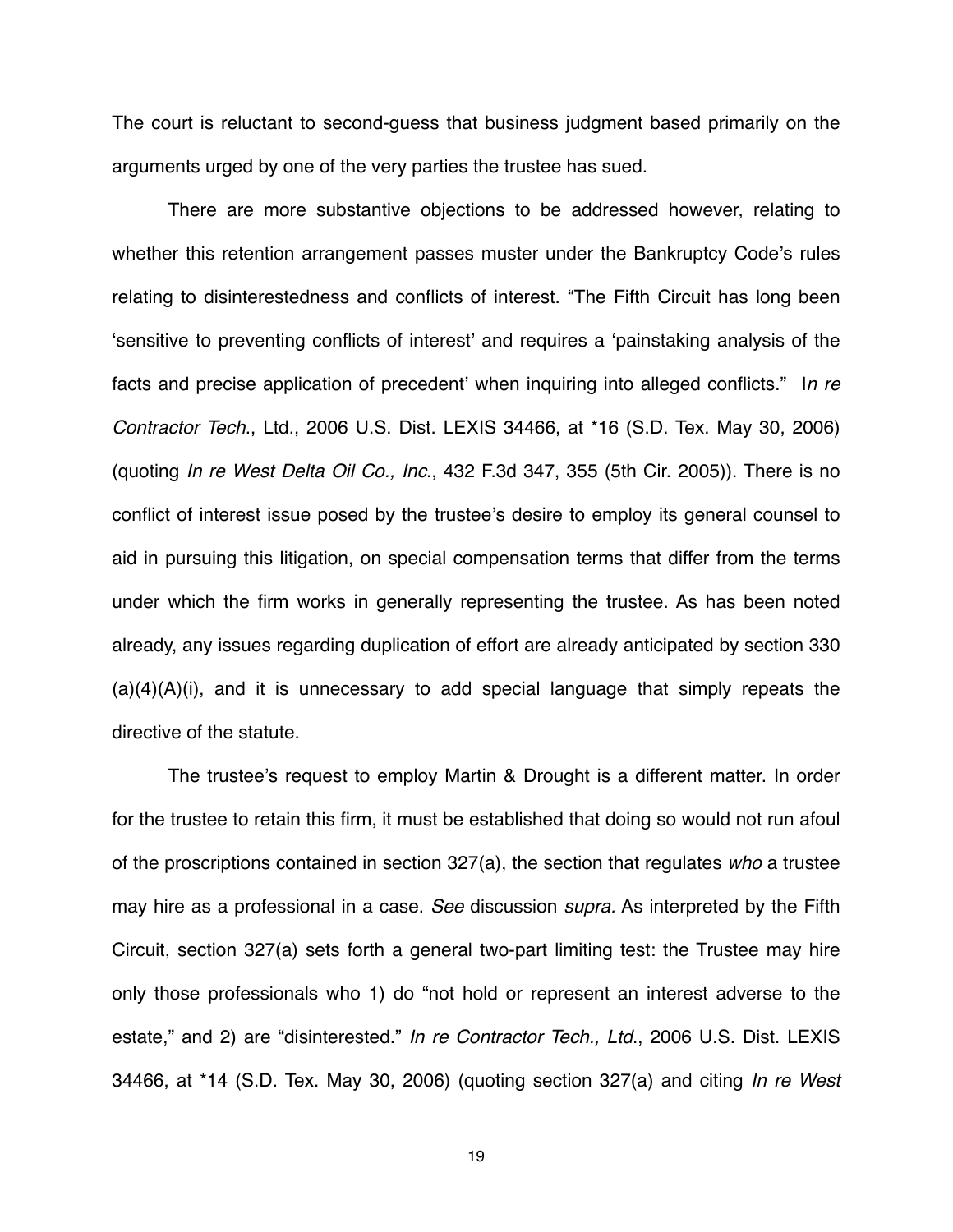The court is reluctant to second-guess that business judgment based primarily on the arguments urged by one of the very parties the trustee has sued.

There are more substantive objections to be addressed however, relating to whether this retention arrangement passes muster under the Bankruptcy Code's rules relating to disinterestedness and conflicts of interest. "The Fifth Circuit has long been 'sensitive to preventing conflicts of interest' and requires a 'painstaking analysis of the facts and precise application of precedent' when inquiring into alleged conflicts." I*n re Contractor Tech*., Ltd., 2006 U.S. Dist. LEXIS 34466, at *16 (S.D. Tex. May 30, 2006) (quoting *In re West Delta Oil Co., Inc*., 432 F.3d 347, 355 (5th Cir. 2005)). There is no conflict of interest issue posed by the trustee's desire to employ its general counsel to aid in pursuing this litigation, on special compensation terms that differ from the terms under which the firm works in generally representing the trustee. As has been noted already, any issues regarding duplication of effort are already anticipated by section 330 (a)(4)(A)(i), and it is unnecessary to add special language that simply repeats the directive of the statute.

The trustee's request to employ Martin & Drought is a different matter. In order for the trustee to retain this firm, it must be established that doing so would not run afoul of the proscriptions contained in section 327(a), the section that regulates *who* a trustee may hire as a professional in a case. *See* discussion *supra.* As interpreted by the Fifth Circuit, section 327(a) sets forth a general two-part limiting test: the Trustee may hire only those professionals who 1) do "not hold or represent an interest adverse to the estate," and 2) are "disinterested." *In re Contractor Tech., Ltd*., 2006 U.S. Dist. LEXIS 34466, at *14 (S.D. Tex. May 30, 2006) (quoting section 327(a) and citing *In re West*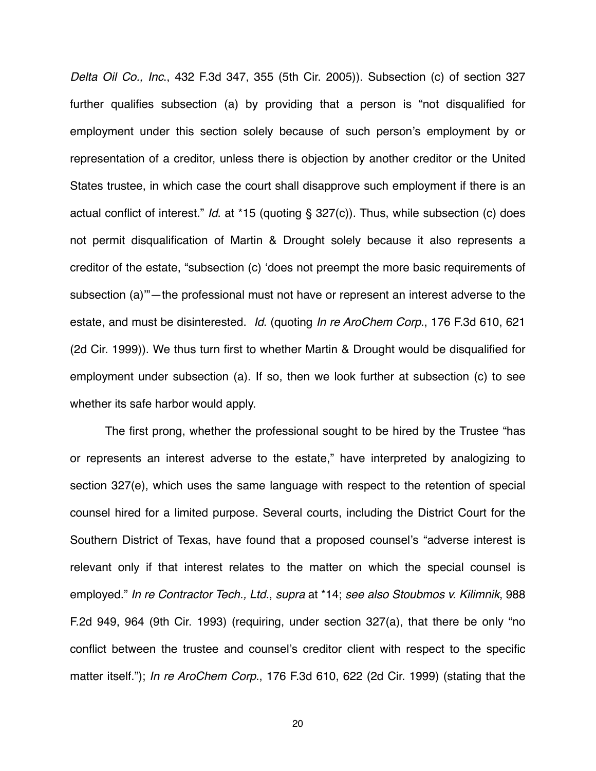*Delta Oil Co., Inc.*, 432 F.3d 347, 355 (5th Cir. 2005)). Subsection (c) of section 327 further qualifies subsection (a) by providing that a person is "not disqualified for employment under this section solely because of such person's employment by or representation of a creditor, unless there is objection by another creditor or the United States trustee, in which case the court shall disapprove such employment if there is an actual conflict of interest." *Id*. at *15 (quoting § 327(c)). Thus, while subsection (c) does not permit disqualification of Martin & Drought solely because it also represents a creditor of the estate, "subsection (c) 'does not preempt the more basic requirements of subsection (a)'"—the professional must not have or represent an interest adverse to the estate, and must be disinterested. *Id*. (quoting *In re AroChem Corp*., 176 F.3d 610, 621 (2d Cir. 1999)). We thus turn first to whether Martin & Drought would be disqualified for employment under subsection (a). If so, then we look further at subsection (c) to see whether its safe harbor would apply.

The first prong, whether the professional sought to be hired by the Trustee "has or represents an interest adverse to the estate," have interpreted by analogizing to section 327(e), which uses the same language with respect to the retention of special counsel hired for a limited purpose. Several courts, including the District Court for the Southern District of Texas, have found that a proposed counsel's "adverse interest is relevant only if that interest relates to the matter on which the special counsel is employed." *In re Contractor Tech., Ltd.*, *supra* at *14; *see also Stoubmos v. Kilimnik*, 988 F.2d 949, 964 (9th Cir. 1993) (requiring, under section 327(a), that there be only "no conflict between the trustee and counsel's creditor client with respect to the specific matter itself."); *In re AroChem Corp*., 176 F.3d 610, 622 (2d Cir. 1999) (stating that the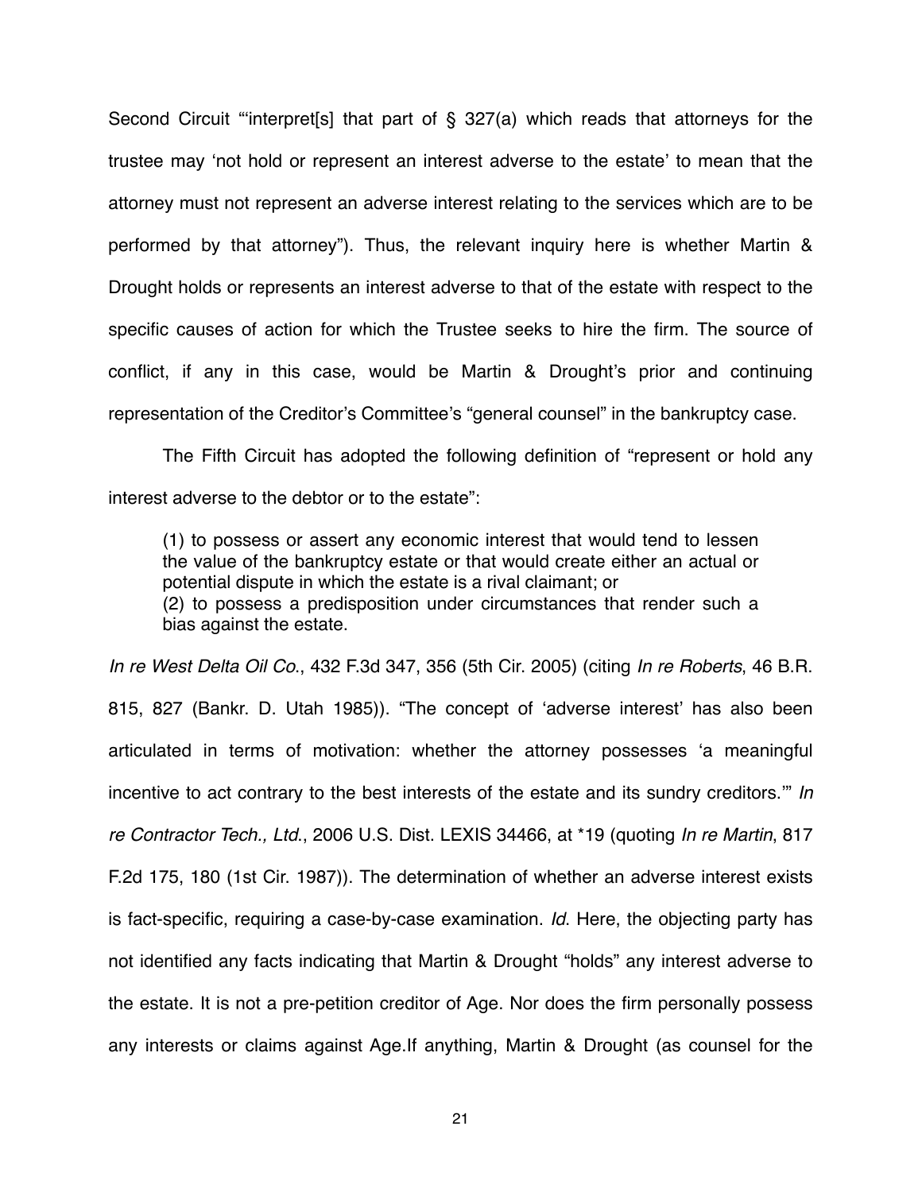Second Circuit "'interpret[s] that part of § 327(a) which reads that attorneys for the trustee may 'not hold or represent an interest adverse to the estate' to mean that the attorney must not represent an adverse interest relating to the services which are to be performed by that attorney"). Thus, the relevant inquiry here is whether Martin & Drought holds or represents an interest adverse to that of the estate with respect to the specific causes of action for which the Trustee seeks to hire the firm. The source of conflict, if any in this case, would be Martin & Drought's prior and continuing representation of the Creditor's Committee's "general counsel" in the bankruptcy case.

The Fifth Circuit has adopted the following definition of "represent or hold any interest adverse to the debtor or to the estate":

> (1) to possess or assert any economic interest that would tend to lessen the value of the bankruptcy estate or that would create either an actual or potential dispute in which the estate is a rival claimant; or
> (2) to possess a predisposition under circumstances that render such a bias against the estate.

*In re West Delta Oil Co*., 432 F.3d 347, 356 (5th Cir. 2005) (citing *In re Roberts*, 46 B.R. 815, 827 (Bankr. D. Utah 1985)). "The concept of 'adverse interest' has also been articulated in terms of motivation: whether the attorney possesses 'a meaningful incentive to act contrary to the best interests of the estate and its sundry creditors.'" *In re Contractor Tech., Ltd*., 2006 U.S. Dist. LEXIS 34466, at *19 (quoting *In re Martin*, 817 F.2d 175, 180 (1st Cir. 1987)). The determination of whether an adverse interest exists is fact-specific, requiring a case-by-case examination. *Id*. Here, the objecting party has not identified any facts indicating that Martin & Drought "holds" any interest adverse to the estate. It is not a pre-petition creditor of Age. Nor does the firm personally possess any interests or claims against Age.If anything, Martin & Drought (as counsel for the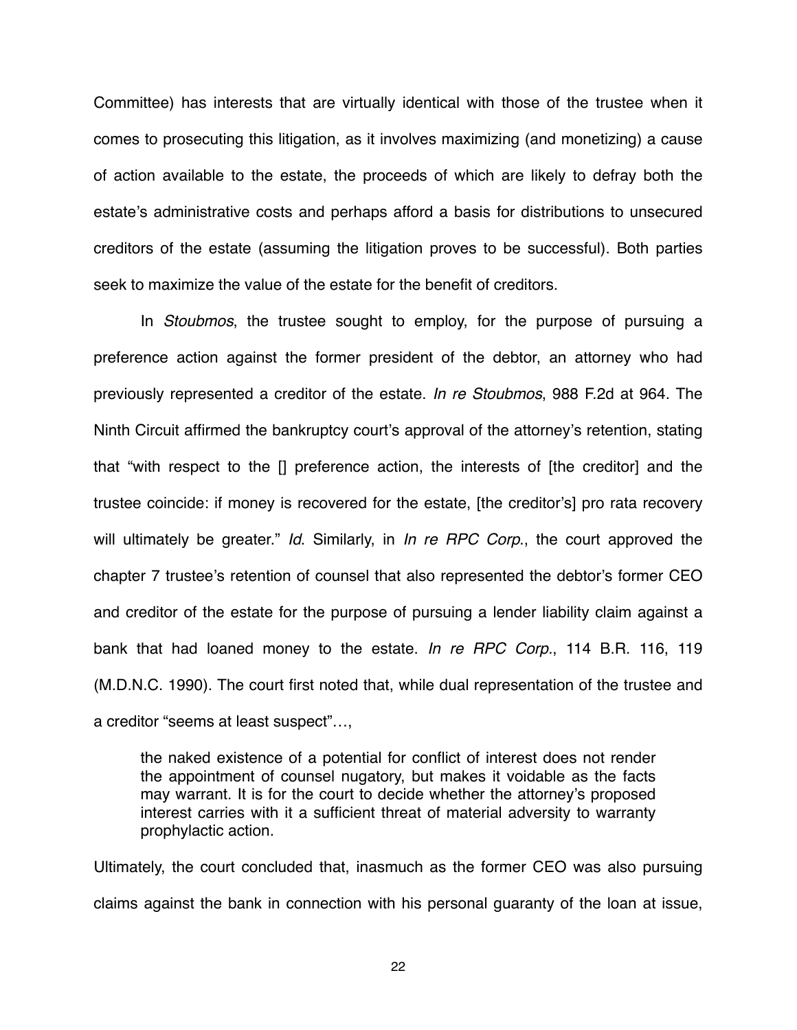Committee) has interests that are virtually identical with those of the trustee when it comes to prosecuting this litigation, as it involves maximizing (and monetizing) a cause of action available to the estate, the proceeds of which are likely to defray both the estate's administrative costs and perhaps afford a basis for distributions to unsecured creditors of the estate (assuming the litigation proves to be successful). Both parties seek to maximize the value of the estate for the benefit of creditors.

In *Stoubmos*, the trustee sought to employ, for the purpose of pursuing a preference action against the former president of the debtor, an attorney who had previously represented a creditor of the estate. *In re Stoubmos*, 988 F.2d at 964. The Ninth Circuit affirmed the bankruptcy court's approval of the attorney's retention, stating that "with respect to the [] preference action, the interests of [the creditor] and the trustee coincide: if money is recovered for the estate, [the creditor's] pro rata recovery will ultimately be greater." *Id*. Similarly, in *In re RPC Corp*., the court approved the chapter 7 trustee's retention of counsel that also represented the debtor's former CEO and creditor of the estate for the purpose of pursuing a lender liability claim against a bank that had loaned money to the estate. *In re RPC Corp*., 114 B.R. 116, 119 (M.D.N.C. 1990). The court first noted that, while dual representation of the trustee and a creditor "seems at least suspect"…,

> the naked existence of a potential for conflict of interest does not render the appointment of counsel nugatory, but makes it voidable as the facts may warrant. It is for the court to decide whether the attorney's proposed interest carries with it a sufficient threat of material adversity to warranty prophylactic action.

Ultimately, the court concluded that, inasmuch as the former CEO was also pursuing claims against the bank in connection with his personal guaranty of the loan at issue,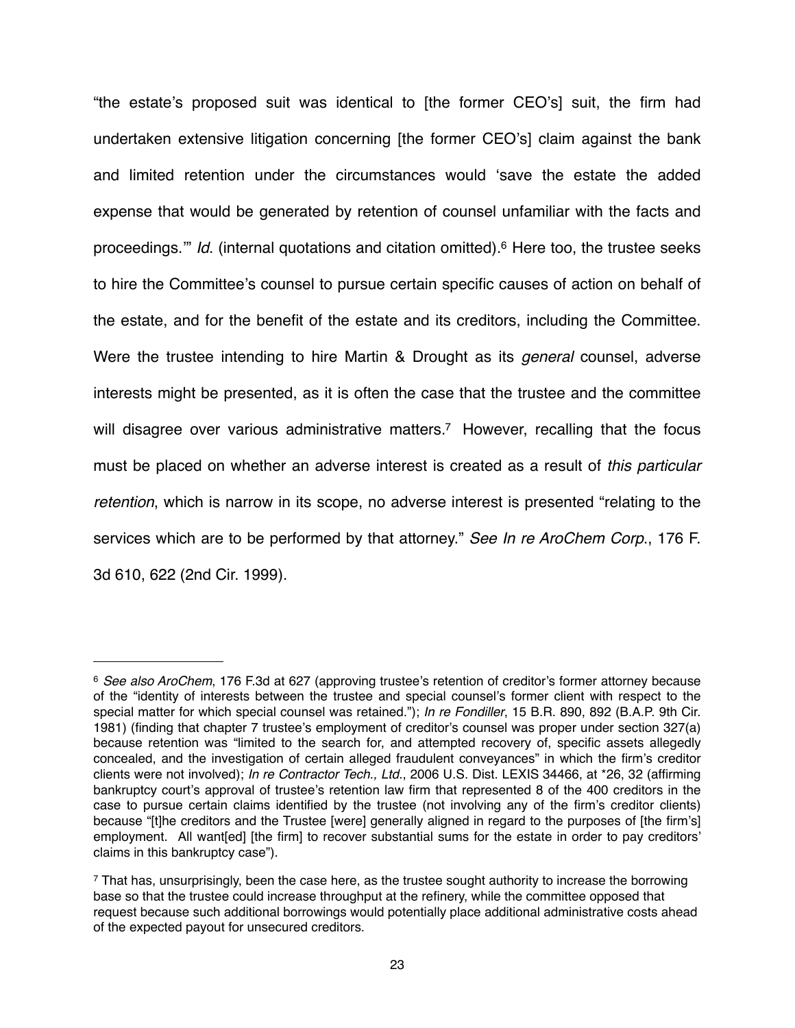"the estate's proposed suit was identical to [the former CEO's] suit, the firm had undertaken extensive litigation concerning [the former CEO's] claim against the bank and limited retention under the circumstances would 'save the estate the added expense that would be generated by retention of counsel unfamiliar with the facts and proceedings.'" *Id.* (internal quotations and citation omitted).[6] Here too, the trustee seeks to hire the Committee's counsel to pursue certain specific causes of action on behalf of the estate, and for the benefit of the estate and its creditors, including the Committee. Were the trustee intending to hire Martin & Drought as its *general* counsel, adverse interests might be presented, as it is often the case that the trustee and the committee will disagree over various administrative matters.[7] However, recalling that the focus must be placed on whether an adverse interest is created as a result of *this particular retention*, which is narrow in its scope, no adverse interest is presented "relating to the services which are to be performed by that attorney." *See In re AroChem Corp.*, 176 F. 3d 610, 622 (2nd Cir. 1999).

---

[6] *See also AroChem*, 176 F.3d at 627 (approving trustee's retention of creditor's former attorney because of the "identity of interests between the trustee and special counsel's former client with respect to the special matter for which special counsel was retained."); *In re Fondiller*, 15 B.R. 890, 892 (B.A.P. 9th Cir. 1981) (finding that chapter 7 trustee's employment of creditor's counsel was proper under section 327(a) because retention was "limited to the search for, and attempted recovery of, specific assets allegedly concealed, and the investigation of certain alleged fraudulent conveyances" in which the firm's creditor clients were not involved); *In re Contractor Tech., Ltd.*, 2006 U.S. Dist. LEXIS 34466, at *26, 32 (affirming bankruptcy court's approval of trustee's retention law firm that represented 8 of the 400 creditors in the case to pursue certain claims identified by the trustee (not involving any of the firm's creditor clients) because "[t]he creditors and the Trustee [were] generally aligned in regard to the purposes of [the firm's] employment. All want[ed] [the firm] to recover substantial sums for the estate in order to pay creditors' claims in this bankruptcy case").

[7] That has, unsurprisingly, been the case here, as the trustee sought authority to increase the borrowing base so that the trustee could increase throughput at the refinery, while the committee opposed that request because such additional borrowings would potentially place additional administrative costs ahead of the expected payout for unsecured creditors.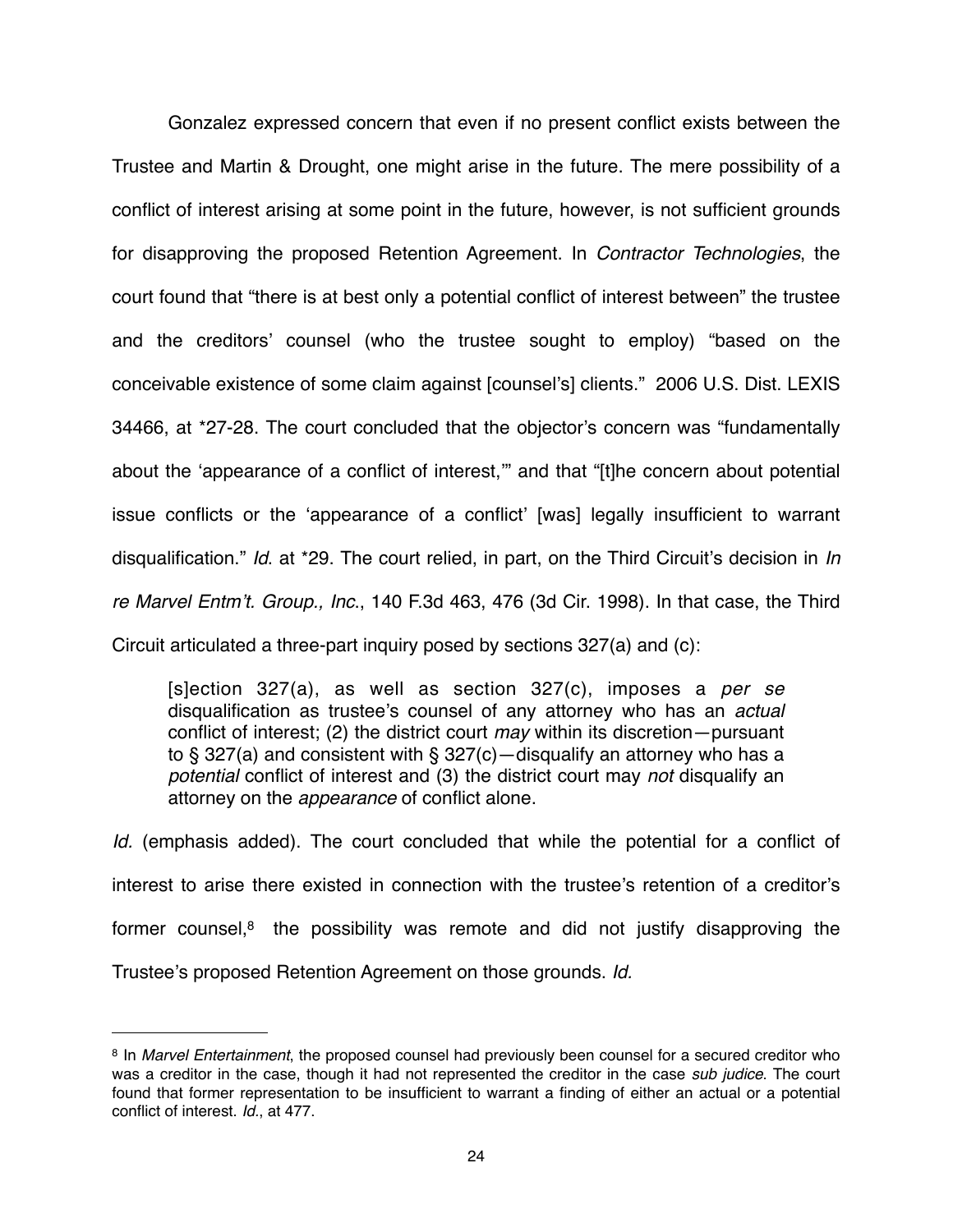Gonzalez expressed concern that even if no present conflict exists between the Trustee and Martin & Drought, one might arise in the future. The mere possibility of a conflict of interest arising at some point in the future, however, is not sufficient grounds for disapproving the proposed Retention Agreement. In *Contractor Technologies*, the court found that "there is at best only a potential conflict of interest between" the trustee and the creditors' counsel (who the trustee sought to employ) "based on the conceivable existence of some claim against [counsel's] clients." 2006 U.S. Dist. LEXIS 34466, at *27-28. The court concluded that the objector's concern was "fundamentally about the 'appearance of a conflict of interest,'" and that "[t]he concern about potential issue conflicts or the 'appearance of a conflict' [was] legally insufficient to warrant disqualification." *Id.* at *29. The court relied, in part, on the Third Circuit's decision in *In re Marvel Entm't. Group., Inc.*, 140 F.3d 463, 476 (3d Cir. 1998). In that case, the Third Circuit articulated a three-part inquiry posed by sections 327(a) and (c):

> [s]ection 327(a), as well as section 327(c), imposes a *per se* disqualification as trustee's counsel of any attorney who has an *actual* conflict of interest; (2) the district court *may* within its discretion—pursuant to § 327(a) and consistent with § 327(c)—disqualify an attorney who has a *potential* conflict of interest and (3) the district court may *not* disqualify an attorney on the *appearance* of conflict alone.

*Id.* (emphasis added). The court concluded that while the potential for a conflict of interest to arise there existed in connection with the trustee's retention of a creditor's former counsel,[8] the possibility was remote and did not justify disapproving the Trustee's proposed Retention Agreement on those grounds. *Id.*

---

[8] In *Marvel Entertainment*, the proposed counsel had previously been counsel for a secured creditor who was a creditor in the case, though it had not represented the creditor in the case *sub judice*. The court found that former representation to be insufficient to warrant a finding of either an actual or a potential conflict of interest. *Id.*, at 477.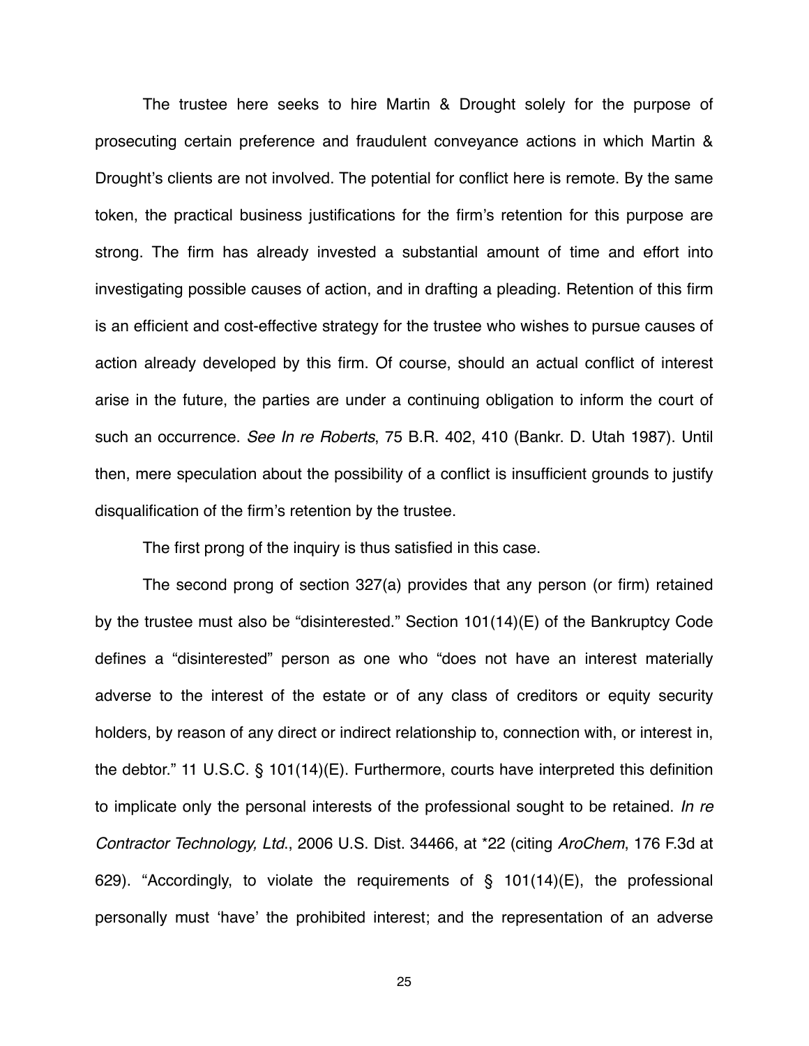The trustee here seeks to hire Martin & Drought solely for the purpose of prosecuting certain preference and fraudulent conveyance actions in which Martin & Drought's clients are not involved. The potential for conflict here is remote. By the same token, the practical business justifications for the firm's retention for this purpose are strong. The firm has already invested a substantial amount of time and effort into investigating possible causes of action, and in drafting a pleading. Retention of this firm is an efficient and cost-effective strategy for the trustee who wishes to pursue causes of action already developed by this firm. Of course, should an actual conflict of interest arise in the future, the parties are under a continuing obligation to inform the court of such an occurrence. *See In re Roberts*, 75 B.R. 402, 410 (Bankr. D. Utah 1987). Until then, mere speculation about the possibility of a conflict is insufficient grounds to justify disqualification of the firm's retention by the trustee.

The first prong of the inquiry is thus satisfied in this case.

The second prong of section 327(a) provides that any person (or firm) retained by the trustee must also be "disinterested." Section 101(14)(E) of the Bankruptcy Code defines a "disinterested" person as one who "does not have an interest materially adverse to the interest of the estate or of any class of creditors or equity security holders, by reason of any direct or indirect relationship to, connection with, or interest in, the debtor." 11 U.S.C. § 101(14)(E). Furthermore, courts have interpreted this definition to implicate only the personal interests of the professional sought to be retained. *In re Contractor Technology, Ltd.*, 2006 U.S. Dist. 34466, at *22 (citing *AroChem*, 176 F.3d at 629). "Accordingly, to violate the requirements of § 101(14)(E), the professional personally must 'have' the prohibited interest; and the representation of an adverse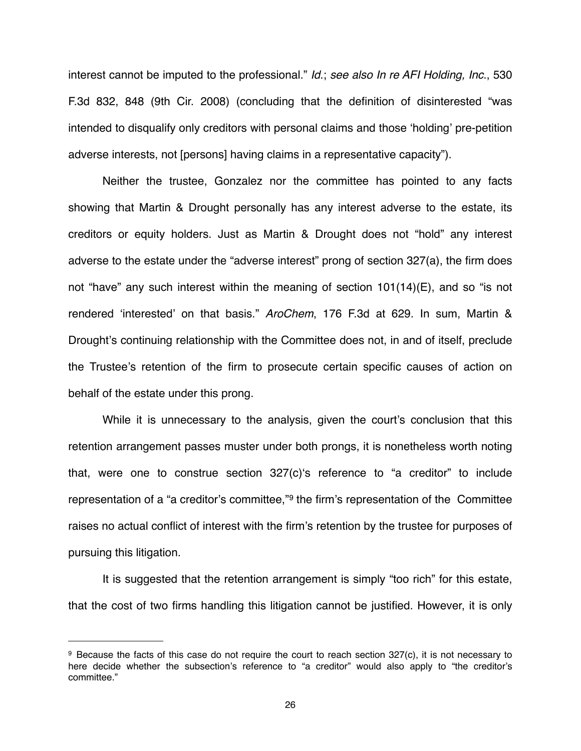interest cannot be imputed to the professional." *Id.*; *see also In re AFI Holding, Inc.*, 530 F.3d 832, 848 (9th Cir. 2008) (concluding that the definition of disinterested "was intended to disqualify only creditors with personal claims and those 'holding' pre-petition adverse interests, not [persons] having claims in a representative capacity").

Neither the trustee, Gonzalez nor the committee has pointed to any facts showing that Martin & Drought personally has any interest adverse to the estate, its creditors or equity holders. Just as Martin & Drought does not "hold" any interest adverse to the estate under the "adverse interest" prong of section 327(a), the firm does not "have" any such interest within the meaning of section 101(14)(E), and so "is not rendered 'interested' on that basis." *AroChem*, 176 F.3d at 629. In sum, Martin & Drought's continuing relationship with the Committee does not, in and of itself, preclude the Trustee's retention of the firm to prosecute certain specific causes of action on behalf of the estate under this prong.

While it is unnecessary to the analysis, given the court's conclusion that this retention arrangement passes muster under both prongs, it is nonetheless worth noting that, were one to construe section 327(c)'s reference to "a creditor" to include representation of a "a creditor's committee,"[9] the firm's representation of the Committee raises no actual conflict of interest with the firm's retention by the trustee for purposes of pursuing this litigation.

It is suggested that the retention arrangement is simply "too rich" for this estate, that the cost of two firms handling this litigation cannot be justified. However, it is only

---

[9] Because the facts of this case do not require the court to reach section 327(c), it is not necessary to here decide whether the subsection's reference to "a creditor" would also apply to "the creditor's committee."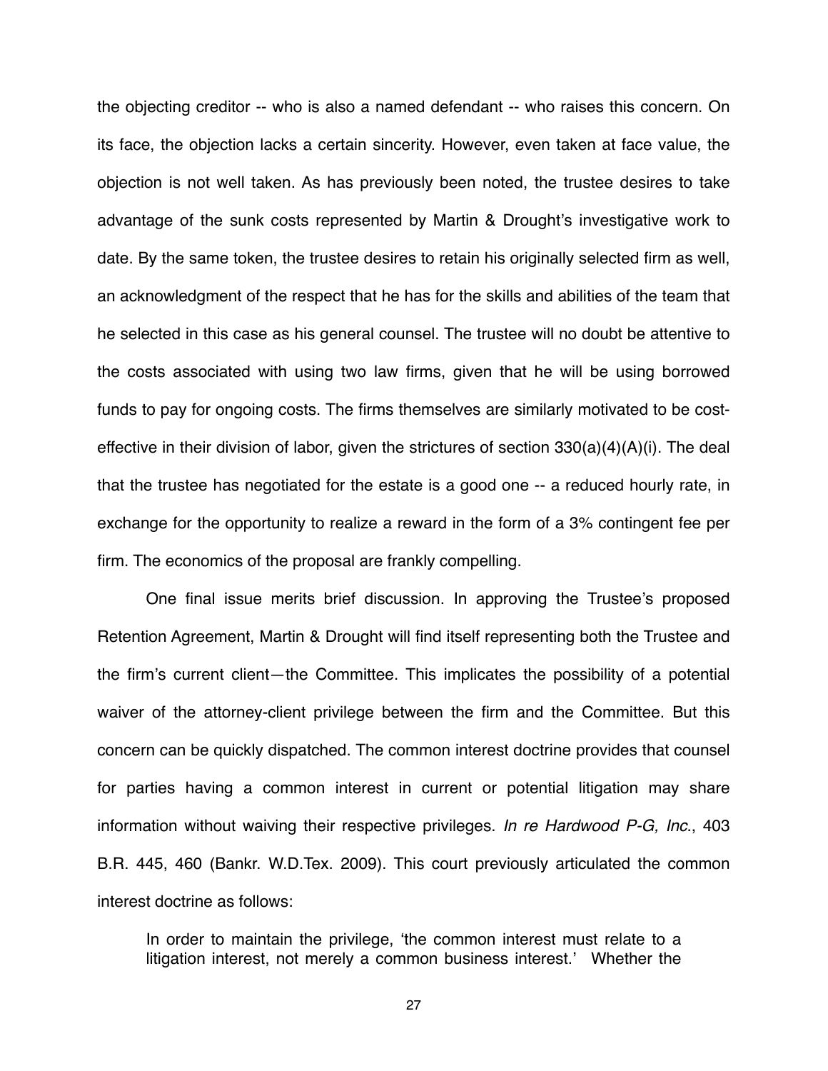the objecting creditor -- who is also a named defendant -- who raises this concern. On its face, the objection lacks a certain sincerity. However, even taken at face value, the objection is not well taken. As has previously been noted, the trustee desires to take advantage of the sunk costs represented by Martin & Drought's investigative work to date. By the same token, the trustee desires to retain his originally selected firm as well, an acknowledgment of the respect that he has for the skills and abilities of the team that he selected in this case as his general counsel. The trustee will no doubt be attentive to the costs associated with using two law firms, given that he will be using borrowed funds to pay for ongoing costs. The firms themselves are similarly motivated to be cost-effective in their division of labor, given the strictures of section 330(a)(4)(A)(i). The deal that the trustee has negotiated for the estate is a good one -- a reduced hourly rate, in exchange for the opportunity to realize a reward in the form of a 3% contingent fee per firm. The economics of the proposal are frankly compelling.

One final issue merits brief discussion. In approving the Trustee's proposed Retention Agreement, Martin & Drought will find itself representing both the Trustee and the firm's current client—the Committee. This implicates the possibility of a potential waiver of the attorney-client privilege between the firm and the Committee. But this concern can be quickly dispatched. The common interest doctrine provides that counsel for parties having a common interest in current or potential litigation may share information without waiving their respective privileges. *In re Hardwood P-G, Inc.*, 403 B.R. 445, 460 (Bankr. W.D.Tex. 2009). This court previously articulated the common interest doctrine as follows:

> In order to maintain the privilege, 'the common interest must relate to a litigation interest, not merely a common business interest.' Whether the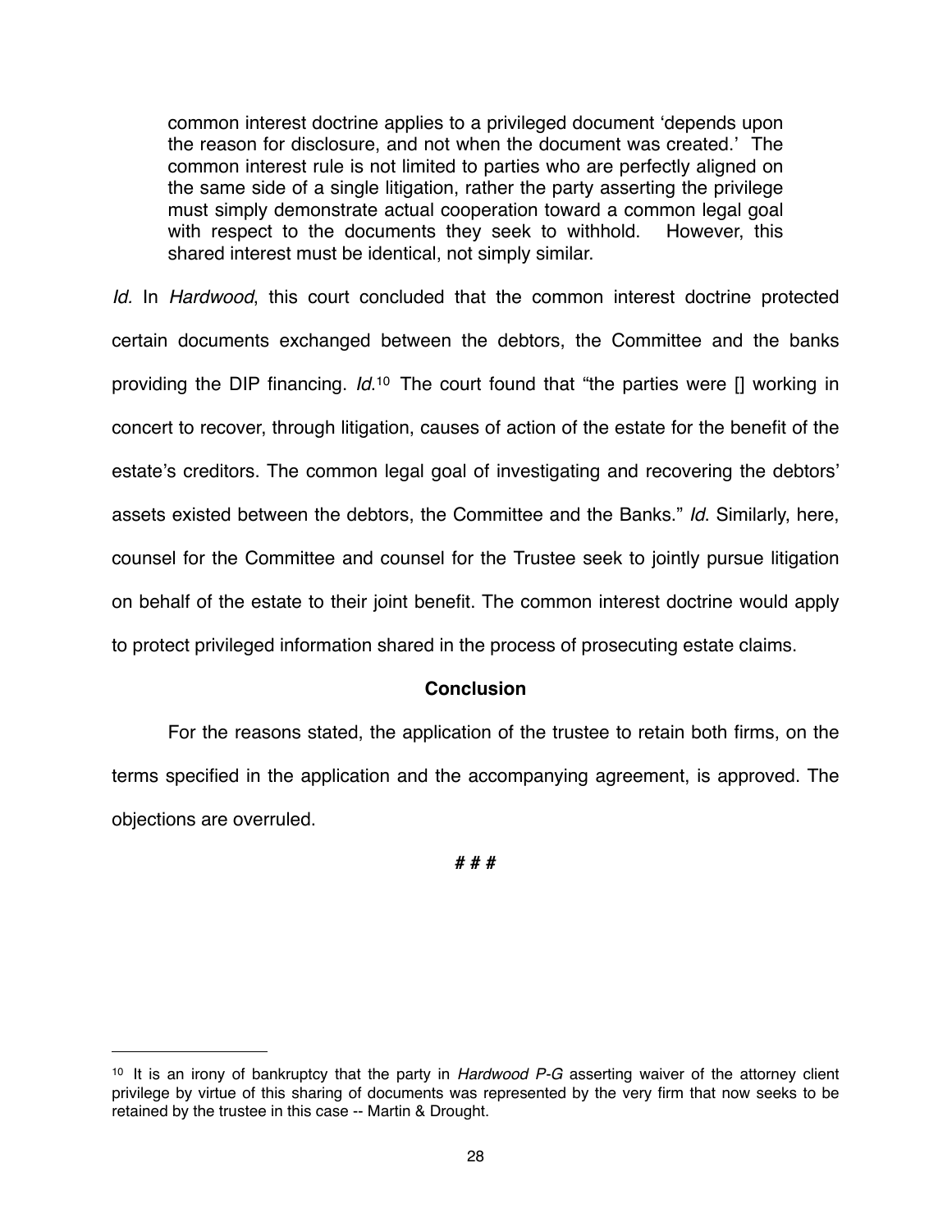> common interest doctrine applies to a privileged document 'depends upon the reason for disclosure, and not when the document was created.' The common interest rule is not limited to parties who are perfectly aligned on the same side of a single litigation, rather the party asserting the privilege must simply demonstrate actual cooperation toward a common legal goal with respect to the documents they seek to withhold. However, this shared interest must be identical, not simply similar.

*Id.* In *Hardwood*, this court concluded that the common interest doctrine protected certain documents exchanged between the debtors, the Committee and the banks providing the DIP financing. *Id.*[10] The court found that "the parties were [] working in concert to recover, through litigation, causes of action of the estate for the benefit of the estate's creditors. The common legal goal of investigating and recovering the debtors' assets existed between the debtors, the Committee and the Banks." *Id*. Similarly, here, counsel for the Committee and counsel for the Trustee seek to jointly pursue litigation on behalf of the estate to their joint benefit. The common interest doctrine would apply to protect privileged information shared in the process of prosecuting estate claims.

**Conclusion**

For the reasons stated, the application of the trustee to retain both firms, on the terms specified in the application and the accompanying agreement, is approved. The objections are overruled.

**# # #**

---

[10] It is an irony of bankruptcy that the party in *Hardwood P-G* asserting waiver of the attorney client privilege by virtue of this sharing of documents was represented by the very firm that now seeks to be retained by the trustee in this case -- Martin & Drought.